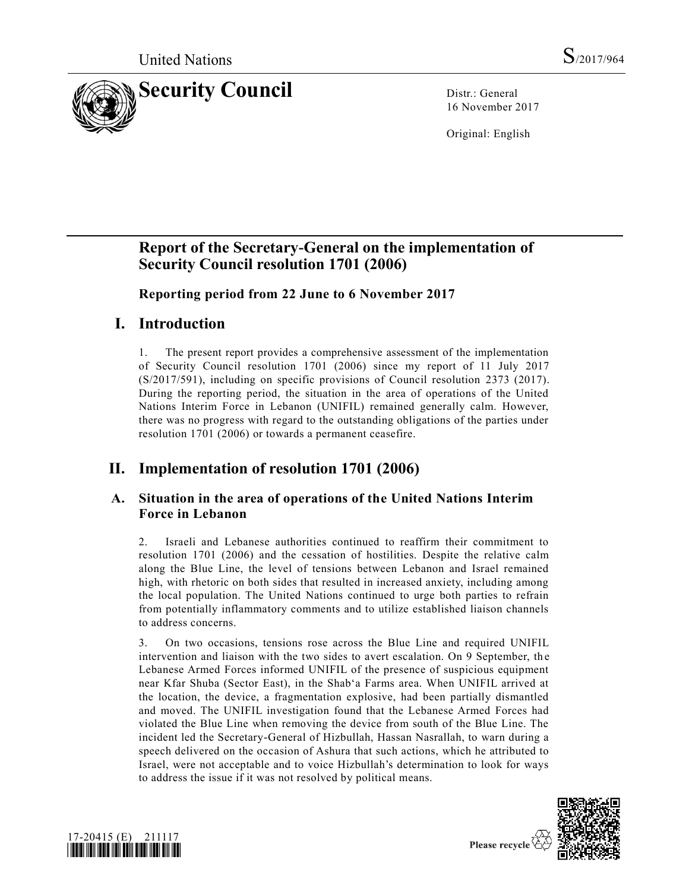United Nations S/2017/964

# Security Council

Distr.: General
16 November 2017

Original: English

## Report of the Secretary-General on the implementation of Security Council resolution 1701 (2006)

### Reporting period from 22 June to 6 November 2017

## I. Introduction

1. The present report provides a comprehensive assessment of the implementation of Security Council resolution 1701 (2006) since my report of 11 July 2017 (S/2017/591), including on specific provisions of Council resolution 2373 (2017). During the reporting period, the situation in the area of operations of the United Nations Interim Force in Lebanon (UNIFIL) remained generally calm. However, there was no progress with regard to the outstanding obligations of the parties under resolution 1701 (2006) or towards a permanent ceasefire.

## II. Implementation of resolution 1701 (2006)

### A. Situation in the area of operations of the United Nations Interim Force in Lebanon

2. Israeli and Lebanese authorities continued to reaffirm their commitment to resolution 1701 (2006) and the cessation of hostilities. Despite the relative calm along the Blue Line, the level of tensions between Lebanon and Israel remained high, with rhetoric on both sides that resulted in increased anxiety, including among the local population. The United Nations continued to urge both parties to refrain from potentially inflammatory comments and to utilize established liaison channels to address concerns.

3. On two occasions, tensions rose across the Blue Line and required UNIFIL intervention and liaison with the two sides to avert escalation. On 9 September, the Lebanese Armed Forces informed UNIFIL of the presence of suspicious equipment near Kfar Shuba (Sector East), in the Shab'a Farms area. When UNIFIL arrived at the location, the device, a fragmentation explosive, had been partially dismantled and moved. The UNIFIL investigation found that the Lebanese Armed Forces had violated the Blue Line when removing the device from south of the Blue Line. The incident led the Secretary-General of Hizbullah, Hassan Nasrallah, to warn during a speech delivered on the occasion of Ashura that such actions, which he attributed to Israel, were not acceptable and to voice Hizbullah's determination to look for ways to address the issue if it was not resolved by political means.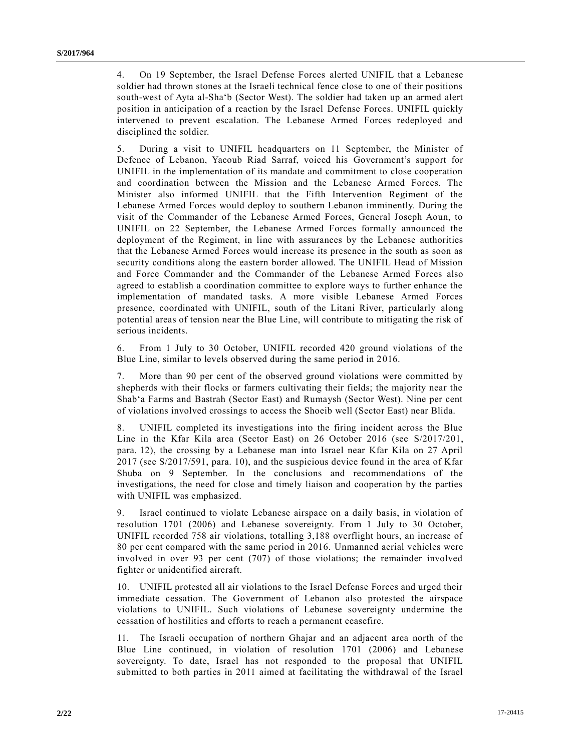4. On 19 September, the Israel Defense Forces alerted UNIFIL that a Lebanese soldier had thrown stones at the Israeli technical fence close to one of their positions south-west of Ayta al-Sha‘b (Sector West). The soldier had taken up an armed alert position in anticipation of a reaction by the Israel Defense Forces. UNIFIL quickly intervened to prevent escalation. The Lebanese Armed Forces redeployed and disciplined the soldier.

5. During a visit to UNIFIL headquarters on 11 September, the Minister of Defence of Lebanon, Yacoub Riad Sarraf, voiced his Government’s support for UNIFIL in the implementation of its mandate and commitment to close cooperation and coordination between the Mission and the Lebanese Armed Forces. The Minister also informed UNIFIL that the Fifth Intervention Regiment of the Lebanese Armed Forces would deploy to southern Lebanon imminently. During the visit of the Commander of the Lebanese Armed Forces, General Joseph Aoun, to UNIFIL on 22 September, the Lebanese Armed Forces formally announced the deployment of the Regiment, in line with assurances by the Lebanese authorities that the Lebanese Armed Forces would increase its presence in the south as soon as security conditions along the eastern border allowed. The UNIFIL Head of Mission and Force Commander and the Commander of the Lebanese Armed Forces also agreed to establish a coordination committee to explore ways to further enhance the implementation of mandated tasks. A more visible Lebanese Armed Forces presence, coordinated with UNIFIL, south of the Litani River, particularly along potential areas of tension near the Blue Line, will contribute to mitigating the risk of serious incidents.

6. From 1 July to 30 October, UNIFIL recorded 420 ground violations of the Blue Line, similar to levels observed during the same period in 2016.

7. More than 90 per cent of the observed ground violations were committed by shepherds with their flocks or farmers cultivating their fields; the majority near the Shab‘a Farms and Bastrah (Sector East) and Rumaysh (Sector West). Nine per cent of violations involved crossings to access the Shoeib well (Sector East) near Blida.

8. UNIFIL completed its investigations into the firing incident across the Blue Line in the Kfar Kila area (Sector East) on 26 October 2016 (see S/2017/201, para. 12), the crossing by a Lebanese man into Israel near Kfar Kila on 27 April 2017 (see S/2017/591, para. 10), and the suspicious device found in the area of Kfar Shuba on 9 September. In the conclusions and recommendations of the investigations, the need for close and timely liaison and cooperation by the parties with UNIFIL was emphasized.

9. Israel continued to violate Lebanese airspace on a daily basis, in violation of resolution 1701 (2006) and Lebanese sovereignty. From 1 July to 30 October, UNIFIL recorded 758 air violations, totalling 3,188 overflight hours, an increase of 80 per cent compared with the same period in 2016. Unmanned aerial vehicles were involved in over 93 per cent (707) of those violations; the remainder involved fighter or unidentified aircraft.

10. UNIFIL protested all air violations to the Israel Defense Forces and urged their immediate cessation. The Government of Lebanon also protested the airspace violations to UNIFIL. Such violations of Lebanese sovereignty undermine the cessation of hostilities and efforts to reach a permanent ceasefire.

11. The Israeli occupation of northern Ghajar and an adjacent area north of the Blue Line continued, in violation of resolution 1701 (2006) and Lebanese sovereignty. To date, Israel has not responded to the proposal that UNIFIL submitted to both parties in 2011 aimed at facilitating the withdrawal of the Israel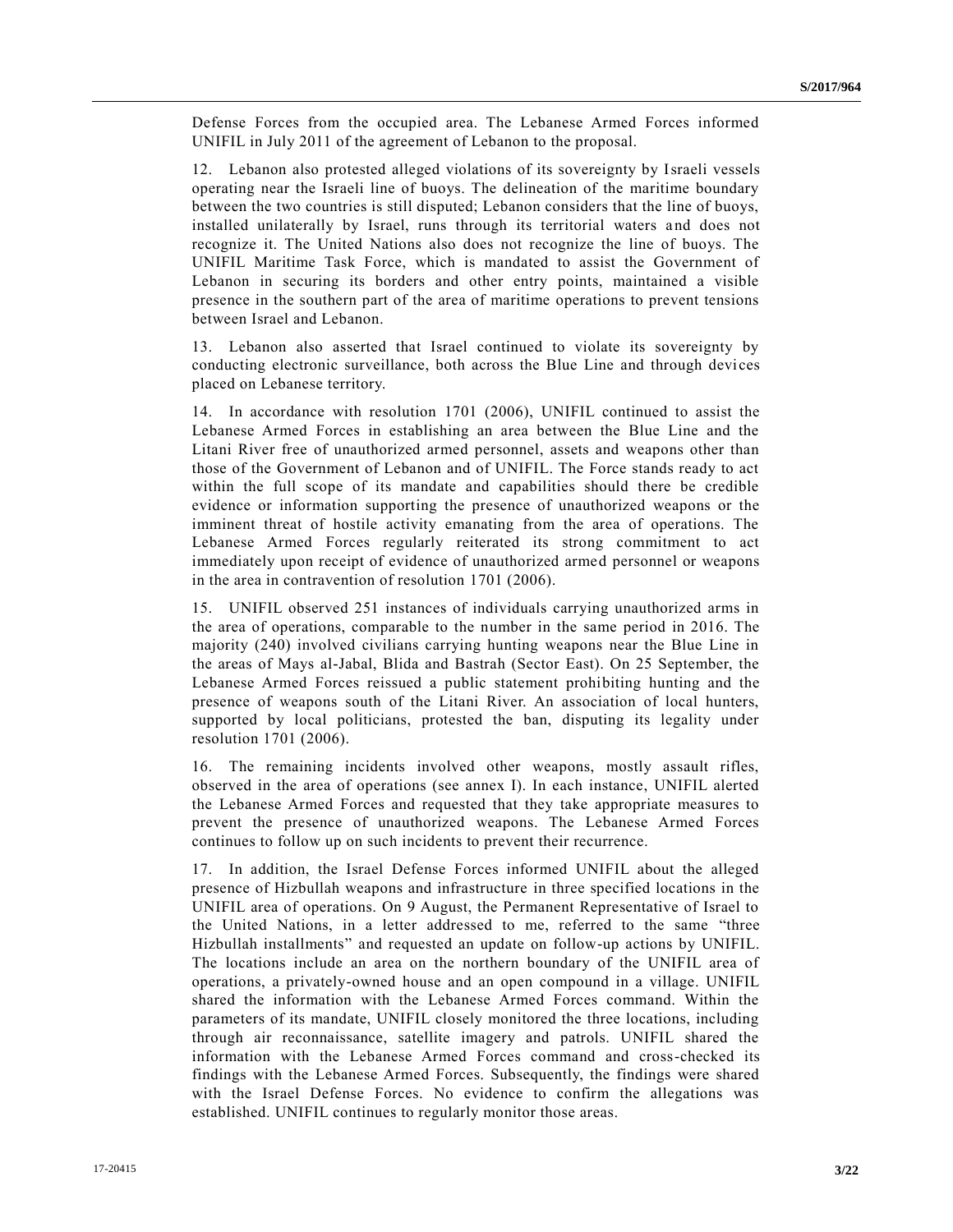Defense Forces from the occupied area. The Lebanese Armed Forces informed UNIFIL in July 2011 of the agreement of Lebanon to the proposal.

12. Lebanon also protested alleged violations of its sovereignty by Israeli vessels operating near the Israeli line of buoys. The delineation of the maritime boundary between the two countries is still disputed; Lebanon considers that the line of buoys, installed unilaterally by Israel, runs through its territorial waters and does not recognize it. The United Nations also does not recognize the line of buoys. The UNIFIL Maritime Task Force, which is mandated to assist the Government of Lebanon in securing its borders and other entry points, maintained a visible presence in the southern part of the area of maritime operations to prevent tensions between Israel and Lebanon.

13. Lebanon also asserted that Israel continued to violate its sovereignty by conducting electronic surveillance, both across the Blue Line and through devices placed on Lebanese territory.

14. In accordance with resolution 1701 (2006), UNIFIL continued to assist the Lebanese Armed Forces in establishing an area between the Blue Line and the Litani River free of unauthorized armed personnel, assets and weapons other than those of the Government of Lebanon and of UNIFIL. The Force stands ready to act within the full scope of its mandate and capabilities should there be credible evidence or information supporting the presence of unauthorized weapons or the imminent threat of hostile activity emanating from the area of operations. The Lebanese Armed Forces regularly reiterated its strong commitment to act immediately upon receipt of evidence of unauthorized armed personnel or weapons in the area in contravention of resolution 1701 (2006).

15. UNIFIL observed 251 instances of individuals carrying unauthorized arms in the area of operations, comparable to the number in the same period in 2016. The majority (240) involved civilians carrying hunting weapons near the Blue Line in the areas of Mays al-Jabal, Blida and Bastrah (Sector East). On 25 September, the Lebanese Armed Forces reissued a public statement prohibiting hunting and the presence of weapons south of the Litani River. An association of local hunters, supported by local politicians, protested the ban, disputing its legality under resolution 1701 (2006).

16. The remaining incidents involved other weapons, mostly assault rifles, observed in the area of operations (see annex I). In each instance, UNIFIL alerted the Lebanese Armed Forces and requested that they take appropriate measures to prevent the presence of unauthorized weapons. The Lebanese Armed Forces continues to follow up on such incidents to prevent their recurrence.

17. In addition, the Israel Defense Forces informed UNIFIL about the alleged presence of Hizbullah weapons and infrastructure in three specified locations in the UNIFIL area of operations. On 9 August, the Permanent Representative of Israel to the United Nations, in a letter addressed to me, referred to the same "three Hizbullah installments" and requested an update on follow-up actions by UNIFIL. The locations include an area on the northern boundary of the UNIFIL area of operations, a privately-owned house and an open compound in a village. UNIFIL shared the information with the Lebanese Armed Forces command. Within the parameters of its mandate, UNIFIL closely monitored the three locations, including through air reconnaissance, satellite imagery and patrols. UNIFIL shared the information with the Lebanese Armed Forces command and cross-checked its findings with the Lebanese Armed Forces. Subsequently, the findings were shared with the Israel Defense Forces. No evidence to confirm the allegations was established. UNIFIL continues to regularly monitor those areas.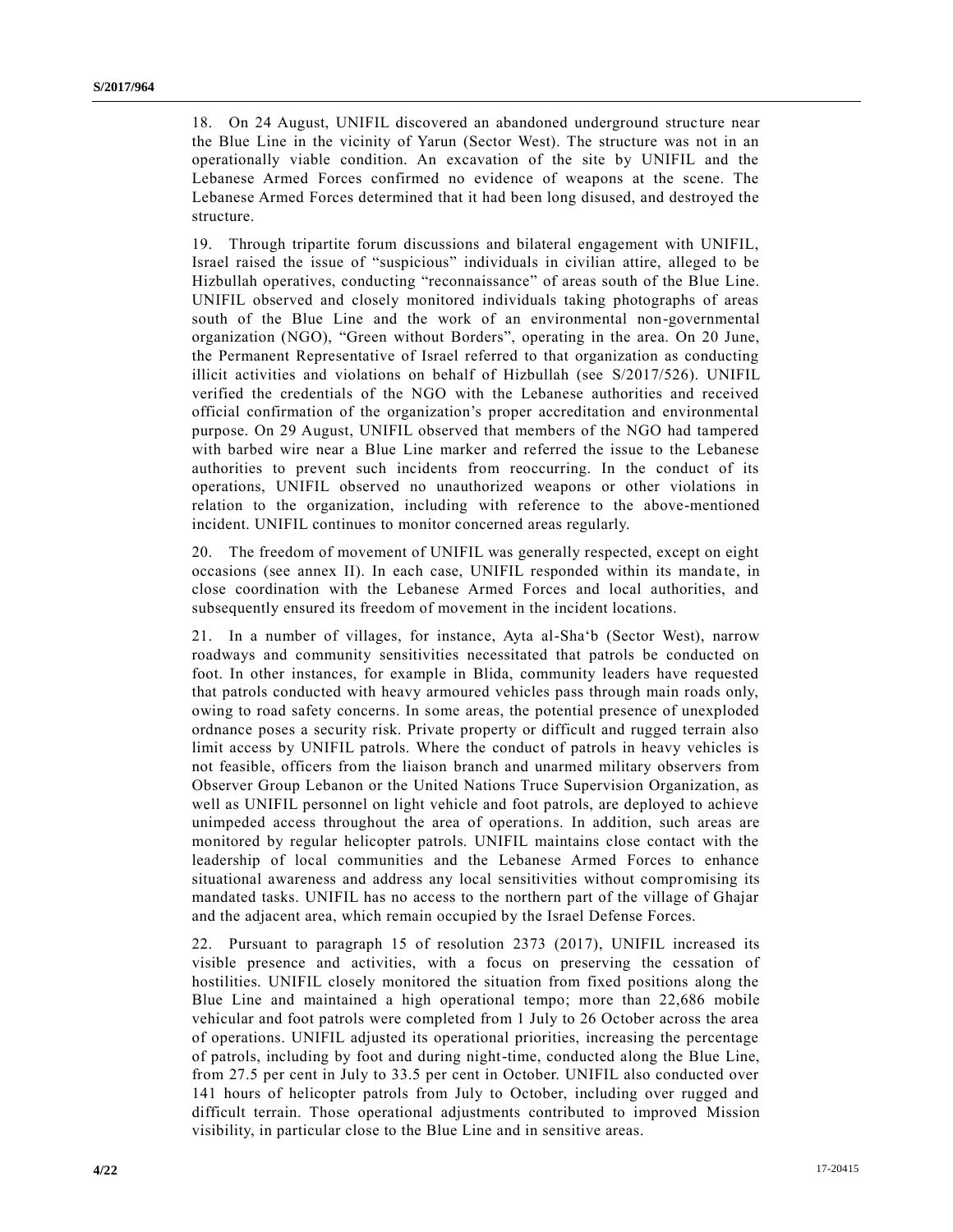18. On 24 August, UNIFIL discovered an abandoned underground structure near the Blue Line in the vicinity of Yarun (Sector West). The structure was not in an operationally viable condition. An excavation of the site by UNIFIL and the Lebanese Armed Forces confirmed no evidence of weapons at the scene. The Lebanese Armed Forces determined that it had been long disused, and destroyed the structure.

19. Through tripartite forum discussions and bilateral engagement with UNIFIL, Israel raised the issue of "suspicious" individuals in civilian attire, alleged to be Hizbullah operatives, conducting "reconnaissance" of areas south of the Blue Line. UNIFIL observed and closely monitored individuals taking photographs of areas south of the Blue Line and the work of an environmental non-governmental organization (NGO), "Green without Borders", operating in the area. On 20 June, the Permanent Representative of Israel referred to that organization as conducting illicit activities and violations on behalf of Hizbullah (see S/2017/526). UNIFIL verified the credentials of the NGO with the Lebanese authorities and received official confirmation of the organization's proper accreditation and environmental purpose. On 29 August, UNIFIL observed that members of the NGO had tampered with barbed wire near a Blue Line marker and referred the issue to the Lebanese authorities to prevent such incidents from reoccurring. In the conduct of its operations, UNIFIL observed no unauthorized weapons or other violations in relation to the organization, including with reference to the above-mentioned incident. UNIFIL continues to monitor concerned areas regularly.

20. The freedom of movement of UNIFIL was generally respected, except on eight occasions (see annex II). In each case, UNIFIL responded within its mandate, in close coordination with the Lebanese Armed Forces and local authorities, and subsequently ensured its freedom of movement in the incident locations.

21. In a number of villages, for instance, Ayta al-Sha'b (Sector West), narrow roadways and community sensitivities necessitated that patrols be conducted on foot. In other instances, for example in Blida, community leaders have requested that patrols conducted with heavy armoured vehicles pass through main roads only, owing to road safety concerns. In some areas, the potential presence of unexploded ordnance poses a security risk. Private property or difficult and rugged terrain also limit access by UNIFIL patrols. Where the conduct of patrols in heavy vehicles is not feasible, officers from the liaison branch and unarmed military observers from Observer Group Lebanon or the United Nations Truce Supervision Organization, as well as UNIFIL personnel on light vehicle and foot patrols, are deployed to achieve unimpeded access throughout the area of operations. In addition, such areas are monitored by regular helicopter patrols. UNIFIL maintains close contact with the leadership of local communities and the Lebanese Armed Forces to enhance situational awareness and address any local sensitivities without compromising its mandated tasks. UNIFIL has no access to the northern part of the village of Ghajar and the adjacent area, which remain occupied by the Israel Defense Forces.

22. Pursuant to paragraph 15 of resolution 2373 (2017), UNIFIL increased its visible presence and activities, with a focus on preserving the cessation of hostilities. UNIFIL closely monitored the situation from fixed positions along the Blue Line and maintained a high operational tempo; more than 22,686 mobile vehicular and foot patrols were completed from 1 July to 26 October across the area of operations. UNIFIL adjusted its operational priorities, increasing the percentage of patrols, including by foot and during night-time, conducted along the Blue Line, from 27.5 per cent in July to 33.5 per cent in October. UNIFIL also conducted over 141 hours of helicopter patrols from July to October, including over rugged and difficult terrain. Those operational adjustments contributed to improved Mission visibility, in particular close to the Blue Line and in sensitive areas.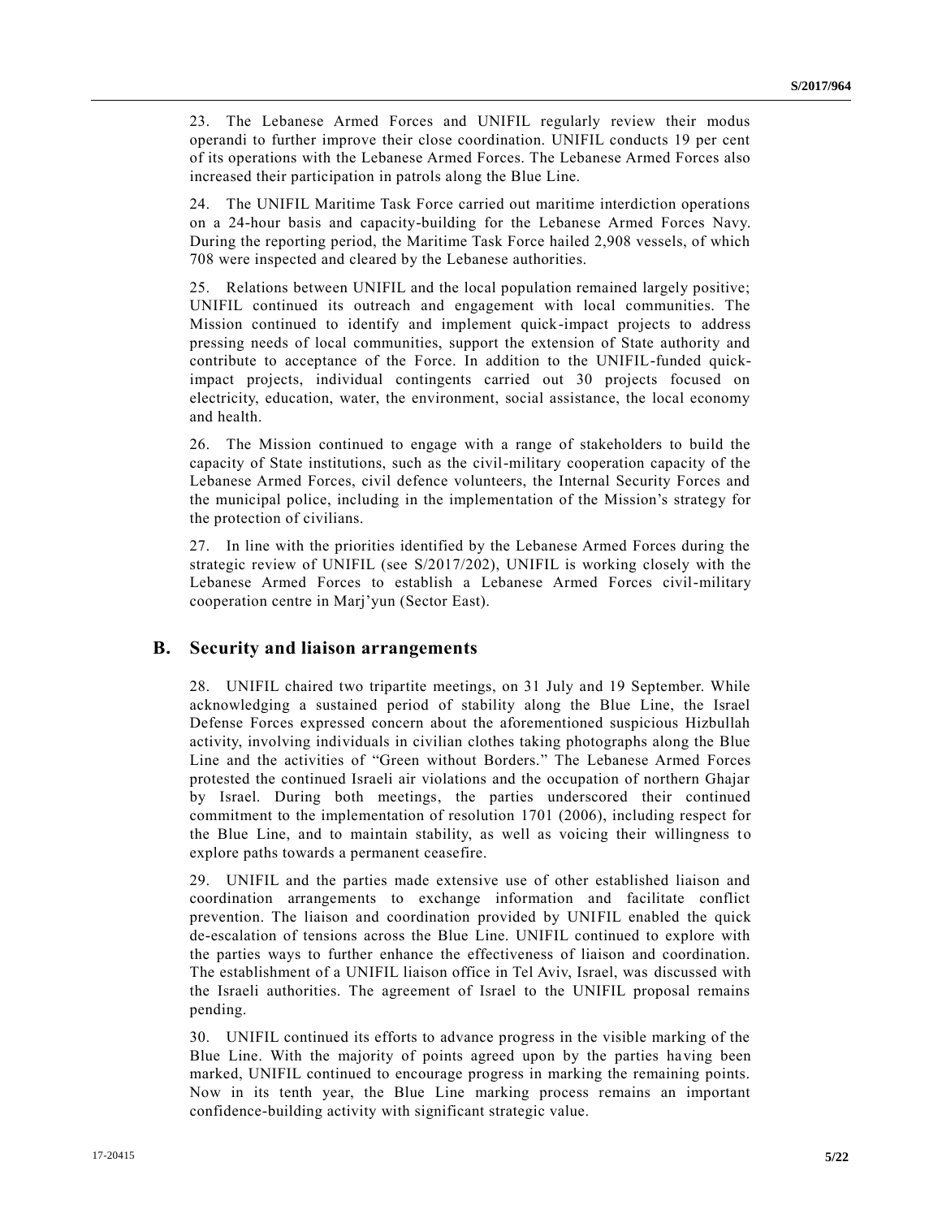23. The Lebanese Armed Forces and UNIFIL regularly review their modus operandi to further improve their close coordination. UNIFIL conducts 19 per cent of its operations with the Lebanese Armed Forces. The Lebanese Armed Forces also increased their participation in patrols along the Blue Line.

24. The UNIFIL Maritime Task Force carried out maritime interdiction operations on a 24-hour basis and capacity-building for the Lebanese Armed Forces Navy. During the reporting period, the Maritime Task Force hailed 2,908 vessels, of which 708 were inspected and cleared by the Lebanese authorities.

25. Relations between UNIFIL and the local population remained largely positive; UNIFIL continued its outreach and engagement with local communities. The Mission continued to identify and implement quick-impact projects to address pressing needs of local communities, support the extension of State authority and contribute to acceptance of the Force. In addition to the UNIFIL-funded quick-impact projects, individual contingents carried out 30 projects focused on electricity, education, water, the environment, social assistance, the local economy and health.

26. The Mission continued to engage with a range of stakeholders to build the capacity of State institutions, such as the civil-military cooperation capacity of the Lebanese Armed Forces, civil defence volunteers, the Internal Security Forces and the municipal police, including in the implementation of the Mission's strategy for the protection of civilians.

27. In line with the priorities identified by the Lebanese Armed Forces during the strategic review of UNIFIL (see S/2017/202), UNIFIL is working closely with the Lebanese Armed Forces to establish a Lebanese Armed Forces civil-military cooperation centre in Marj'yun (Sector East).

## B. Security and liaison arrangements

28. UNIFIL chaired two tripartite meetings, on 31 July and 19 September. While acknowledging a sustained period of stability along the Blue Line, the Israel Defense Forces expressed concern about the aforementioned suspicious Hizbullah activity, involving individuals in civilian clothes taking photographs along the Blue Line and the activities of "Green without Borders." The Lebanese Armed Forces protested the continued Israeli air violations and the occupation of northern Ghajar by Israel. During both meetings, the parties underscored their continued commitment to the implementation of resolution 1701 (2006), including respect for the Blue Line, and to maintain stability, as well as voicing their willingness to explore paths towards a permanent ceasefire.

29. UNIFIL and the parties made extensive use of other established liaison and coordination arrangements to exchange information and facilitate conflict prevention. The liaison and coordination provided by UNIFIL enabled the quick de-escalation of tensions across the Blue Line. UNIFIL continued to explore with the parties ways to further enhance the effectiveness of liaison and coordination. The establishment of a UNIFIL liaison office in Tel Aviv, Israel, was discussed with the Israeli authorities. The agreement of Israel to the UNIFIL proposal remains pending.

30. UNIFIL continued its efforts to advance progress in the visible marking of the Blue Line. With the majority of points agreed upon by the parties having been marked, UNIFIL continued to encourage progress in marking the remaining points. Now in its tenth year, the Blue Line marking process remains an important confidence-building activity with significant strategic value.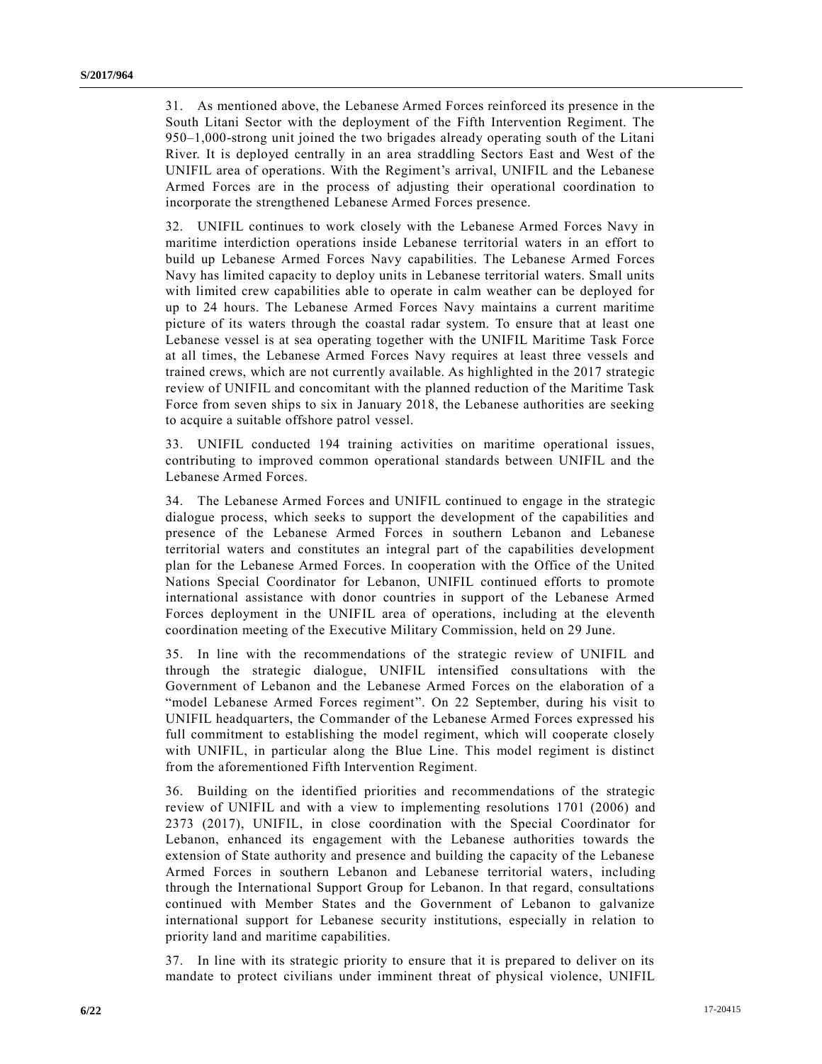31. As mentioned above, the Lebanese Armed Forces reinforced its presence in the South Litani Sector with the deployment of the Fifth Intervention Regiment. The 950–1,000-strong unit joined the two brigades already operating south of the Litani River. It is deployed centrally in an area straddling Sectors East and West of the UNIFIL area of operations. With the Regiment's arrival, UNIFIL and the Lebanese Armed Forces are in the process of adjusting their operational coordination to incorporate the strengthened Lebanese Armed Forces presence.

32. UNIFIL continues to work closely with the Lebanese Armed Forces Navy in maritime interdiction operations inside Lebanese territorial waters in an effort to build up Lebanese Armed Forces Navy capabilities. The Lebanese Armed Forces Navy has limited capacity to deploy units in Lebanese territorial waters. Small units with limited crew capabilities able to operate in calm weather can be deployed for up to 24 hours. The Lebanese Armed Forces Navy maintains a current maritime picture of its waters through the coastal radar system. To ensure that at least one Lebanese vessel is at sea operating together with the UNIFIL Maritime Task Force at all times, the Lebanese Armed Forces Navy requires at least three vessels and trained crews, which are not currently available. As highlighted in the 2017 strategic review of UNIFIL and concomitant with the planned reduction of the Maritime Task Force from seven ships to six in January 2018, the Lebanese authorities are seeking to acquire a suitable offshore patrol vessel.

33. UNIFIL conducted 194 training activities on maritime operational issues, contributing to improved common operational standards between UNIFIL and the Lebanese Armed Forces.

34. The Lebanese Armed Forces and UNIFIL continued to engage in the strategic dialogue process, which seeks to support the development of the capabilities and presence of the Lebanese Armed Forces in southern Lebanon and Lebanese territorial waters and constitutes an integral part of the capabilities development plan for the Lebanese Armed Forces. In cooperation with the Office of the United Nations Special Coordinator for Lebanon, UNIFIL continued efforts to promote international assistance with donor countries in support of the Lebanese Armed Forces deployment in the UNIFIL area of operations, including at the eleventh coordination meeting of the Executive Military Commission, held on 29 June.

35. In line with the recommendations of the strategic review of UNIFIL and through the strategic dialogue, UNIFIL intensified consultations with the Government of Lebanon and the Lebanese Armed Forces on the elaboration of a "model Lebanese Armed Forces regiment". On 22 September, during his visit to UNIFIL headquarters, the Commander of the Lebanese Armed Forces expressed his full commitment to establishing the model regiment, which will cooperate closely with UNIFIL, in particular along the Blue Line. This model regiment is distinct from the aforementioned Fifth Intervention Regiment.

36. Building on the identified priorities and recommendations of the strategic review of UNIFIL and with a view to implementing resolutions 1701 (2006) and 2373 (2017), UNIFIL, in close coordination with the Special Coordinator for Lebanon, enhanced its engagement with the Lebanese authorities towards the extension of State authority and presence and building the capacity of the Lebanese Armed Forces in southern Lebanon and Lebanese territorial waters, including through the International Support Group for Lebanon. In that regard, consultations continued with Member States and the Government of Lebanon to galvanize international support for Lebanese security institutions, especially in relation to priority land and maritime capabilities.

37. In line with its strategic priority to ensure that it is prepared to deliver on its mandate to protect civilians under imminent threat of physical violence, UNIFIL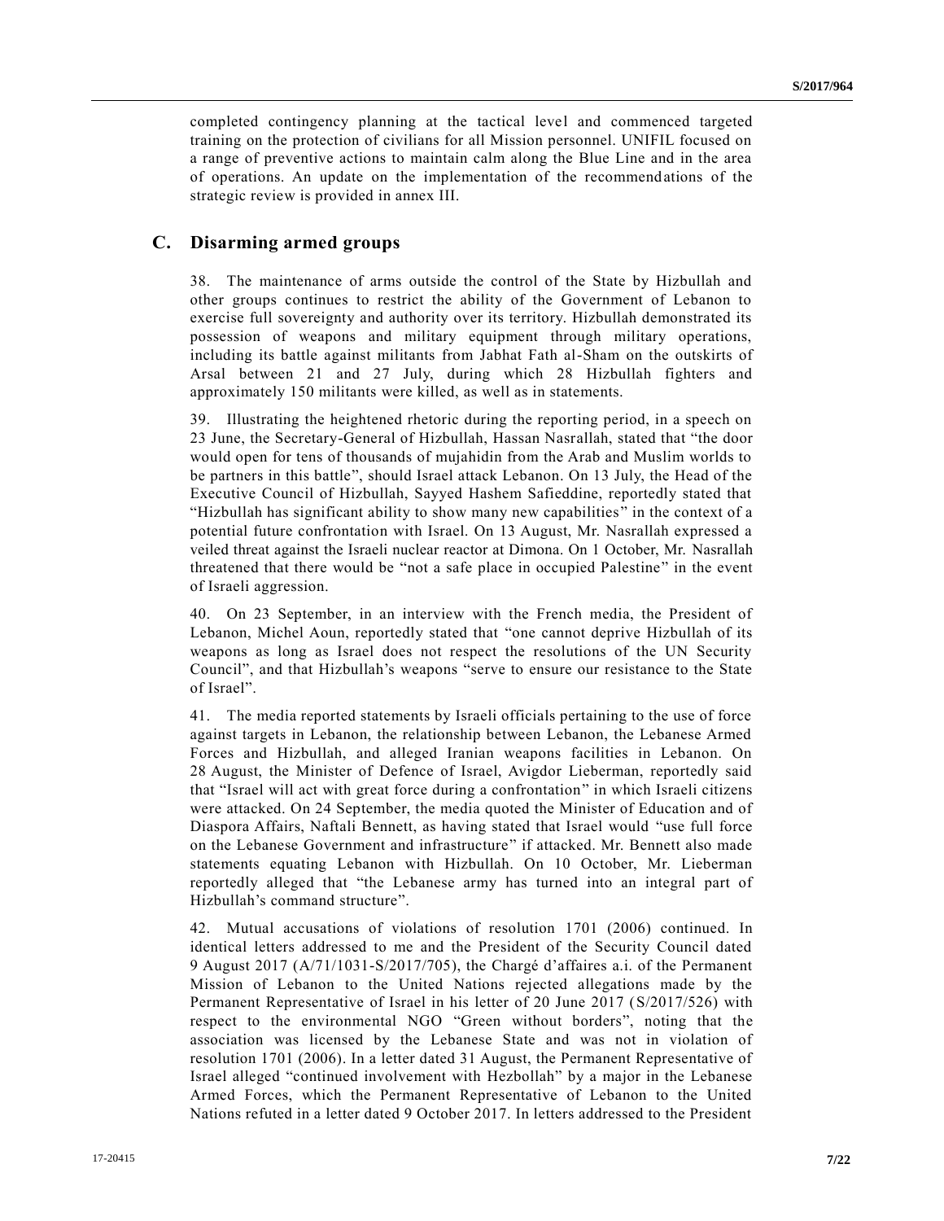completed contingency planning at the tactical level and commenced targeted training on the protection of civilians for all Mission personnel. UNIFIL focused on a range of preventive actions to maintain calm along the Blue Line and in the area of operations. An update on the implementation of the recommendations of the strategic review is provided in annex III.

## C. Disarming armed groups

38. The maintenance of arms outside the control of the State by Hizbullah and other groups continues to restrict the ability of the Government of Lebanon to exercise full sovereignty and authority over its territory. Hizbullah demonstrated its possession of weapons and military equipment through military operations, including its battle against militants from Jabhat Fath al-Sham on the outskirts of Arsal between 21 and 27 July, during which 28 Hizbullah fighters and approximately 150 militants were killed, as well as in statements.

39. Illustrating the heightened rhetoric during the reporting period, in a speech on 23 June, the Secretary-General of Hizbullah, Hassan Nasrallah, stated that "the door would open for tens of thousands of mujahidin from the Arab and Muslim worlds to be partners in this battle", should Israel attack Lebanon. On 13 July, the Head of the Executive Council of Hizbullah, Sayyed Hashem Safieddine, reportedly stated that "Hizbullah has significant ability to show many new capabilities" in the context of a potential future confrontation with Israel. On 13 August, Mr. Nasrallah expressed a veiled threat against the Israeli nuclear reactor at Dimona. On 1 October, Mr. Nasrallah threatened that there would be "not a safe place in occupied Palestine" in the event of Israeli aggression.

40. On 23 September, in an interview with the French media, the President of Lebanon, Michel Aoun, reportedly stated that "one cannot deprive Hizbullah of its weapons as long as Israel does not respect the resolutions of the UN Security Council", and that Hizbullah's weapons "serve to ensure our resistance to the State of Israel".

41. The media reported statements by Israeli officials pertaining to the use of force against targets in Lebanon, the relationship between Lebanon, the Lebanese Armed Forces and Hizbullah, and alleged Iranian weapons facilities in Lebanon. On 28 August, the Minister of Defence of Israel, Avigdor Lieberman, reportedly said that "Israel will act with great force during a confrontation" in which Israeli citizens were attacked. On 24 September, the media quoted the Minister of Education and of Diaspora Affairs, Naftali Bennett, as having stated that Israel would "use full force on the Lebanese Government and infrastructure" if attacked. Mr. Bennett also made statements equating Lebanon with Hizbullah. On 10 October, Mr. Lieberman reportedly alleged that "the Lebanese army has turned into an integral part of Hizbullah's command structure".

42. Mutual accusations of violations of resolution 1701 (2006) continued. In identical letters addressed to me and the President of the Security Council dated 9 August 2017 (A/71/1031-S/2017/705), the Chargé d'affaires a.i. of the Permanent Mission of Lebanon to the United Nations rejected allegations made by the Permanent Representative of Israel in his letter of 20 June 2017 (S/2017/526) with respect to the environmental NGO "Green without borders", noting that the association was licensed by the Lebanese State and was not in violation of resolution 1701 (2006). In a letter dated 31 August, the Permanent Representative of Israel alleged "continued involvement with Hezbollah" by a major in the Lebanese Armed Forces, which the Permanent Representative of Lebanon to the United Nations refuted in a letter dated 9 October 2017. In letters addressed to the President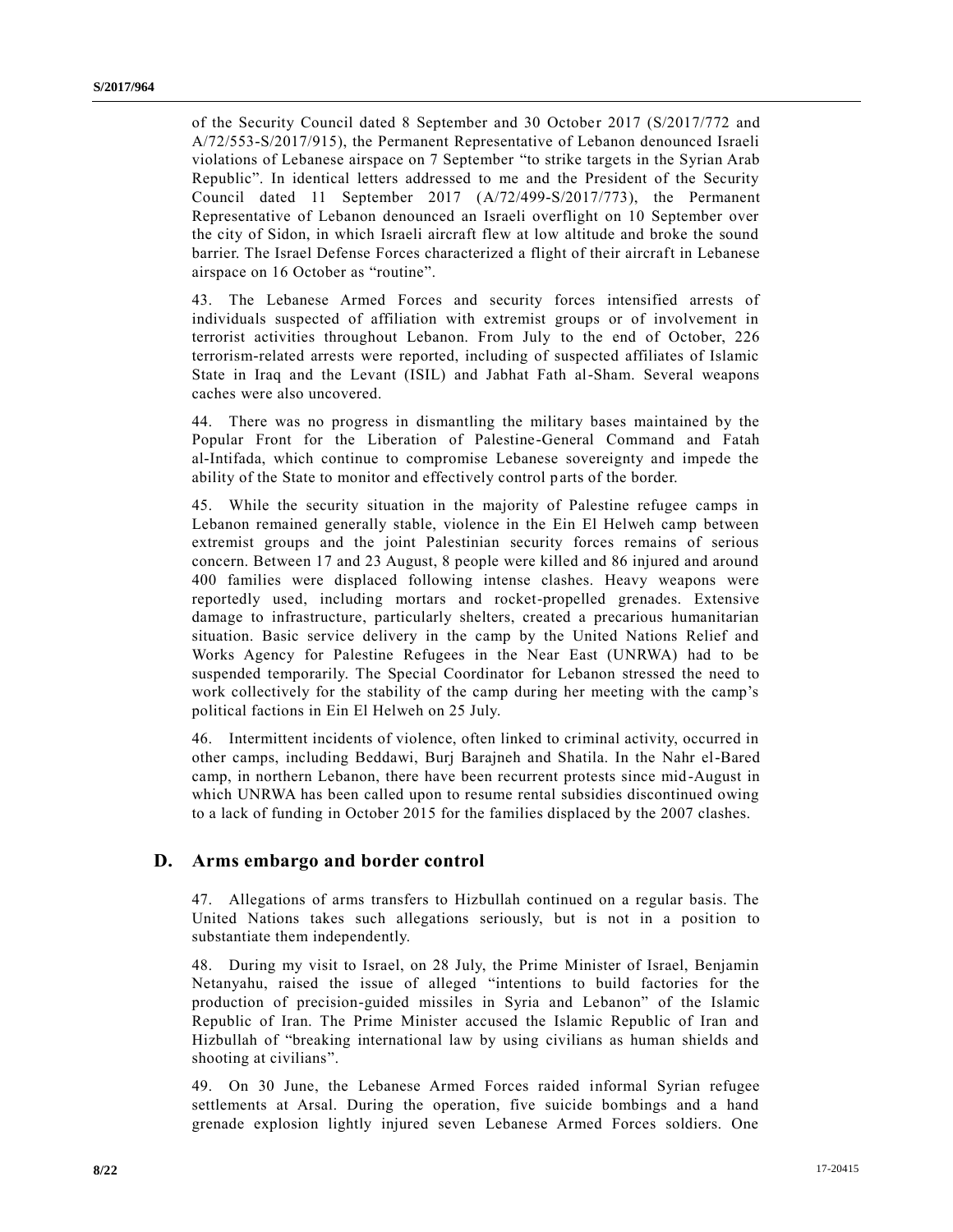of the Security Council dated 8 September and 30 October 2017 (S/2017/772 and A/72/553-S/2017/915), the Permanent Representative of Lebanon denounced Israeli violations of Lebanese airspace on 7 September "to strike targets in the Syrian Arab Republic". In identical letters addressed to me and the President of the Security Council dated 11 September 2017 (A/72/499-S/2017/773), the Permanent Representative of Lebanon denounced an Israeli overflight on 10 September over the city of Sidon, in which Israeli aircraft flew at low altitude and broke the sound barrier. The Israel Defense Forces characterized a flight of their aircraft in Lebanese airspace on 16 October as "routine".

43. The Lebanese Armed Forces and security forces intensified arrests of individuals suspected of affiliation with extremist groups or of involvement in terrorist activities throughout Lebanon. From July to the end of October, 226 terrorism-related arrests were reported, including of suspected affiliates of Islamic State in Iraq and the Levant (ISIL) and Jabhat Fath al-Sham. Several weapons caches were also uncovered.

44. There was no progress in dismantling the military bases maintained by the Popular Front for the Liberation of Palestine-General Command and Fatah al-Intifada, which continue to compromise Lebanese sovereignty and impede the ability of the State to monitor and effectively control parts of the border.

45. While the security situation in the majority of Palestine refugee camps in Lebanon remained generally stable, violence in the Ein El Helweh camp between extremist groups and the joint Palestinian security forces remains of serious concern. Between 17 and 23 August, 8 people were killed and 86 injured and around 400 families were displaced following intense clashes. Heavy weapons were reportedly used, including mortars and rocket-propelled grenades. Extensive damage to infrastructure, particularly shelters, created a precarious humanitarian situation. Basic service delivery in the camp by the United Nations Relief and Works Agency for Palestine Refugees in the Near East (UNRWA) had to be suspended temporarily. The Special Coordinator for Lebanon stressed the need to work collectively for the stability of the camp during her meeting with the camp's political factions in Ein El Helweh on 25 July.

46. Intermittent incidents of violence, often linked to criminal activity, occurred in other camps, including Beddawi, Burj Barajneh and Shatila. In the Nahr el-Bared camp, in northern Lebanon, there have been recurrent protests since mid-August in which UNRWA has been called upon to resume rental subsidies discontinued owing to a lack of funding in October 2015 for the families displaced by the 2007 clashes.

## D. Arms embargo and border control

47. Allegations of arms transfers to Hizbullah continued on a regular basis. The United Nations takes such allegations seriously, but is not in a position to substantiate them independently.

48. During my visit to Israel, on 28 July, the Prime Minister of Israel, Benjamin Netanyahu, raised the issue of alleged "intentions to build factories for the production of precision-guided missiles in Syria and Lebanon" of the Islamic Republic of Iran. The Prime Minister accused the Islamic Republic of Iran and Hizbullah of "breaking international law by using civilians as human shields and shooting at civilians".

49. On 30 June, the Lebanese Armed Forces raided informal Syrian refugee settlements at Arsal. During the operation, five suicide bombings and a hand grenade explosion lightly injured seven Lebanese Armed Forces soldiers. One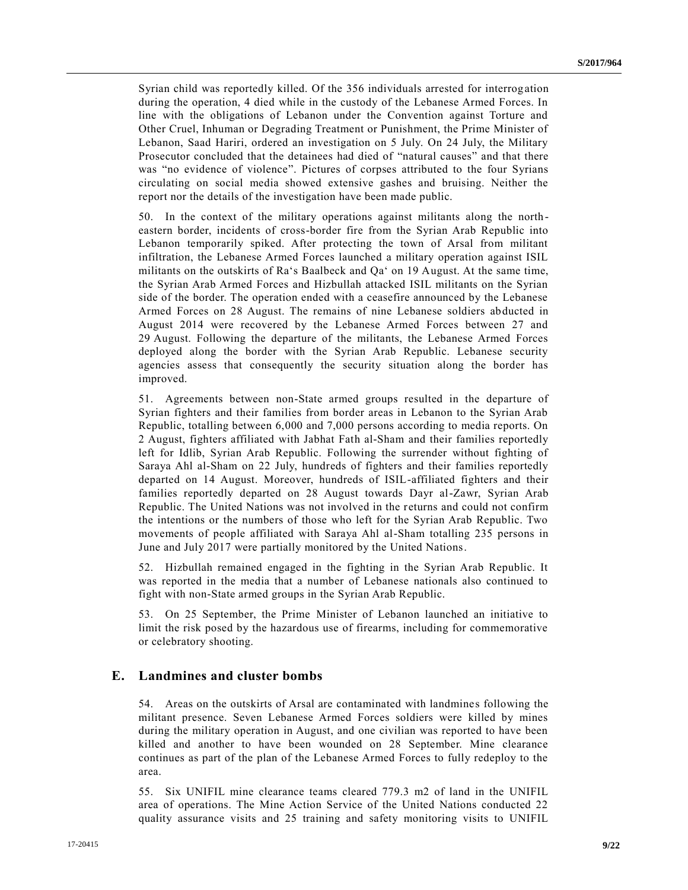Syrian child was reportedly killed. Of the 356 individuals arrested for interrogation during the operation, 4 died while in the custody of the Lebanese Armed Forces. In line with the obligations of Lebanon under the Convention against Torture and Other Cruel, Inhuman or Degrading Treatment or Punishment, the Prime Minister of Lebanon, Saad Hariri, ordered an investigation on 5 July. On 24 July, the Military Prosecutor concluded that the detainees had died of "natural causes" and that there was "no evidence of violence". Pictures of corpses attributed to the four Syrians circulating on social media showed extensive gashes and bruising. Neither the report nor the details of the investigation have been made public.

50. In the context of the military operations against militants along the north-eastern border, incidents of cross-border fire from the Syrian Arab Republic into Lebanon temporarily spiked. After protecting the town of Arsal from militant infiltration, the Lebanese Armed Forces launched a military operation against ISIL militants on the outskirts of Ra's Baalbeck and Qa' on 19 August. At the same time, the Syrian Arab Armed Forces and Hizbullah attacked ISIL militants on the Syrian side of the border. The operation ended with a ceasefire announced by the Lebanese Armed Forces on 28 August. The remains of nine Lebanese soldiers abducted in August 2014 were recovered by the Lebanese Armed Forces between 27 and 29 August. Following the departure of the militants, the Lebanese Armed Forces deployed along the border with the Syrian Arab Republic. Lebanese security agencies assess that consequently the security situation along the border has improved.

51. Agreements between non-State armed groups resulted in the departure of Syrian fighters and their families from border areas in Lebanon to the Syrian Arab Republic, totalling between 6,000 and 7,000 persons according to media reports. On 2 August, fighters affiliated with Jabhat Fath al-Sham and their families reportedly left for Idlib, Syrian Arab Republic. Following the surrender without fighting of Saraya Ahl al-Sham on 22 July, hundreds of fighters and their families reportedly departed on 14 August. Moreover, hundreds of ISIL-affiliated fighters and their families reportedly departed on 28 August towards Dayr al-Zawr, Syrian Arab Republic. The United Nations was not involved in the returns and could not confirm the intentions or the numbers of those who left for the Syrian Arab Republic. Two movements of people affiliated with Saraya Ahl al-Sham totalling 235 persons in June and July 2017 were partially monitored by the United Nations.

52. Hizbullah remained engaged in the fighting in the Syrian Arab Republic. It was reported in the media that a number of Lebanese nationals also continued to fight with non-State armed groups in the Syrian Arab Republic.

53. On 25 September, the Prime Minister of Lebanon launched an initiative to limit the risk posed by the hazardous use of firearms, including for commemorative or celebratory shooting.

## E. Landmines and cluster bombs

54. Areas on the outskirts of Arsal are contaminated with landmines following the militant presence. Seven Lebanese Armed Forces soldiers were killed by mines during the military operation in August, and one civilian was reported to have been killed and another to have been wounded on 28 September. Mine clearance continues as part of the plan of the Lebanese Armed Forces to fully redeploy to the area.

55. Six UNIFIL mine clearance teams cleared 779.3 m2 of land in the UNIFIL area of operations. The Mine Action Service of the United Nations conducted 22 quality assurance visits and 25 training and safety monitoring visits to UNIFIL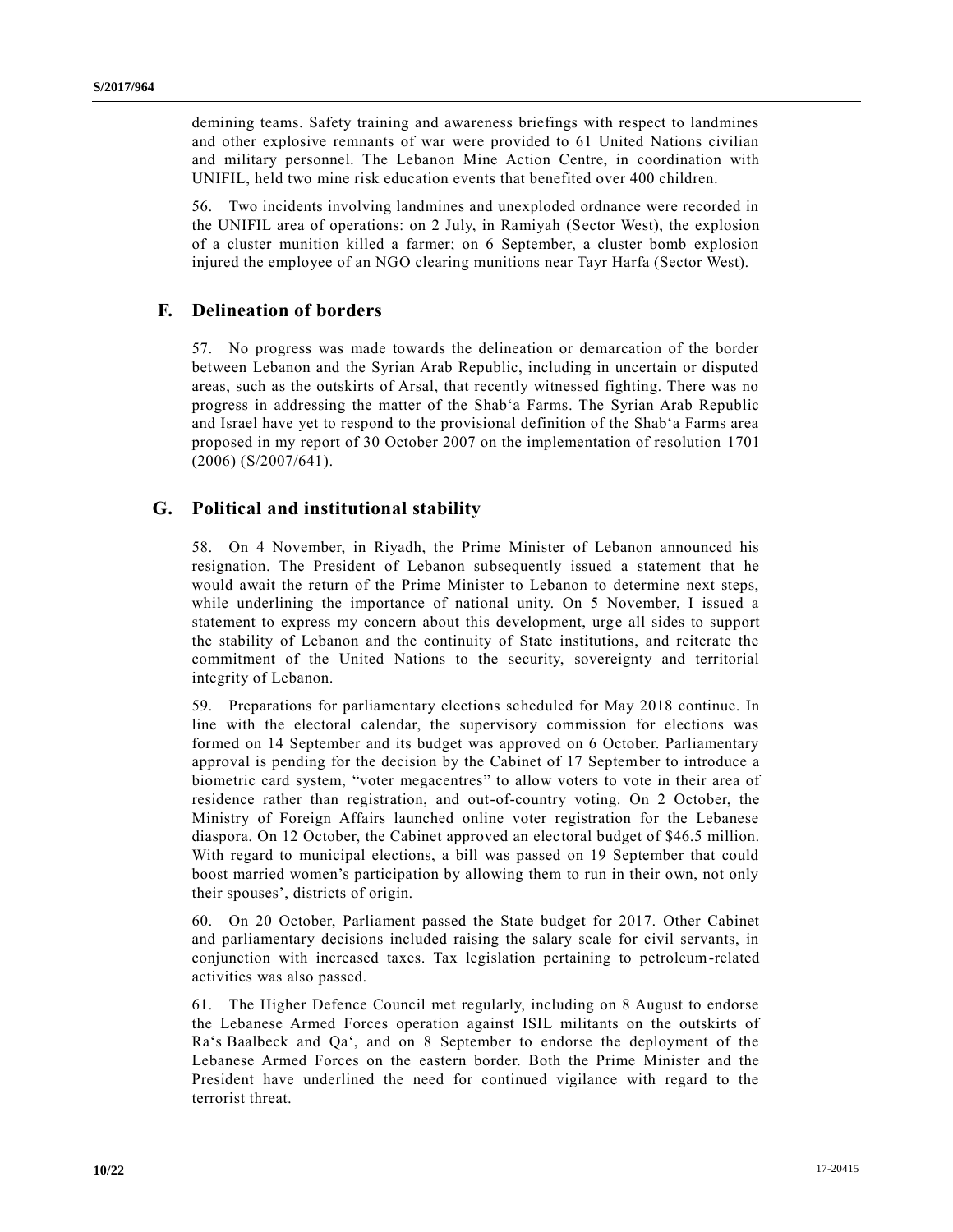demining teams. Safety training and awareness briefings with respect to landmines and other explosive remnants of war were provided to 61 United Nations civilian and military personnel. The Lebanon Mine Action Centre, in coordination with UNIFIL, held two mine risk education events that benefited over 400 children.

56. Two incidents involving landmines and unexploded ordnance were recorded in the UNIFIL area of operations: on 2 July, in Ramiyah (Sector West), the explosion of a cluster munition killed a farmer; on 6 September, a cluster bomb explosion injured the employee of an NGO clearing munitions near Tayr Harfa (Sector West).

## F. Delineation of borders

57. No progress was made towards the delineation or demarcation of the border between Lebanon and the Syrian Arab Republic, including in uncertain or disputed areas, such as the outskirts of Arsal, that recently witnessed fighting. There was no progress in addressing the matter of the Shab'a Farms. The Syrian Arab Republic and Israel have yet to respond to the provisional definition of the Shab'a Farms area proposed in my report of 30 October 2007 on the implementation of resolution 1701 (2006) (S/2007/641).

## G. Political and institutional stability

58. On 4 November, in Riyadh, the Prime Minister of Lebanon announced his resignation. The President of Lebanon subsequently issued a statement that he would await the return of the Prime Minister to Lebanon to determine next steps, while underlining the importance of national unity. On 5 November, I issued a statement to express my concern about this development, urge all sides to support the stability of Lebanon and the continuity of State institutions, and reiterate the commitment of the United Nations to the security, sovereignty and territorial integrity of Lebanon.

59. Preparations for parliamentary elections scheduled for May 2018 continue. In line with the electoral calendar, the supervisory commission for elections was formed on 14 September and its budget was approved on 6 October. Parliamentary approval is pending for the decision by the Cabinet of 17 September to introduce a biometric card system, "voter megacentres" to allow voters to vote in their area of residence rather than registration, and out-of-country voting. On 2 October, the Ministry of Foreign Affairs launched online voter registration for the Lebanese diaspora. On 12 October, the Cabinet approved an electoral budget of $46.5 million. With regard to municipal elections, a bill was passed on 19 September that could boost married women's participation by allowing them to run in their own, not only their spouses', districts of origin.

60. On 20 October, Parliament passed the State budget for 2017. Other Cabinet and parliamentary decisions included raising the salary scale for civil servants, in conjunction with increased taxes. Tax legislation pertaining to petroleum-related activities was also passed.

61. The Higher Defence Council met regularly, including on 8 August to endorse the Lebanese Armed Forces operation against ISIL militants on the outskirts of Ra's Baalbeck and Qa', and on 8 September to endorse the deployment of the Lebanese Armed Forces on the eastern border. Both the Prime Minister and the President have underlined the need for continued vigilance with regard to the terrorist threat.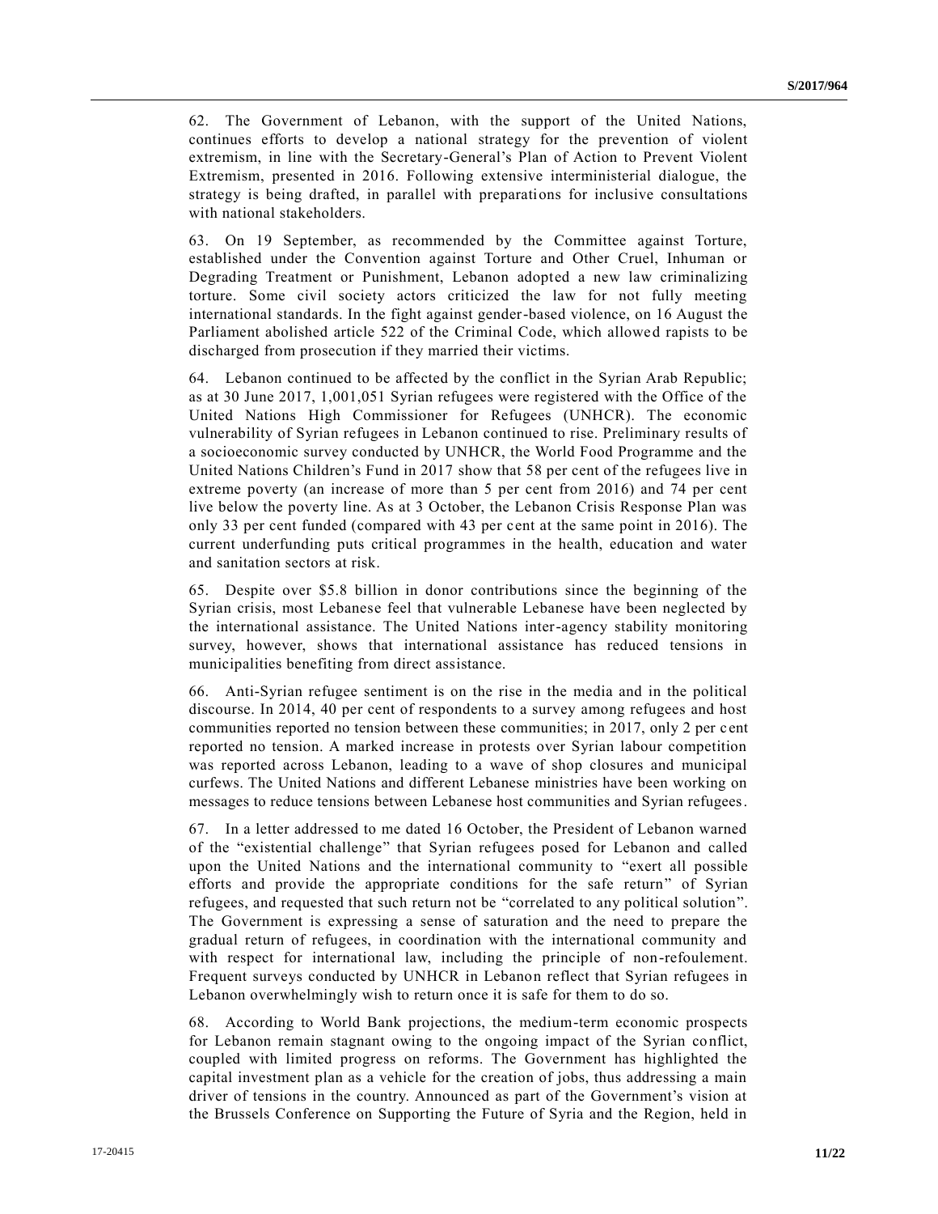62. The Government of Lebanon, with the support of the United Nations, continues efforts to develop a national strategy for the prevention of violent extremism, in line with the Secretary-General's Plan of Action to Prevent Violent Extremism, presented in 2016. Following extensive interministerial dialogue, the strategy is being drafted, in parallel with preparations for inclusive consultations with national stakeholders.

63. On 19 September, as recommended by the Committee against Torture, established under the Convention against Torture and Other Cruel, Inhuman or Degrading Treatment or Punishment, Lebanon adopted a new law criminalizing torture. Some civil society actors criticized the law for not fully meeting international standards. In the fight against gender-based violence, on 16 August the Parliament abolished article 522 of the Criminal Code, which allowed rapists to be discharged from prosecution if they married their victims.

64. Lebanon continued to be affected by the conflict in the Syrian Arab Republic; as at 30 June 2017, 1,001,051 Syrian refugees were registered with the Office of the United Nations High Commissioner for Refugees (UNHCR). The economic vulnerability of Syrian refugees in Lebanon continued to rise. Preliminary results of a socioeconomic survey conducted by UNHCR, the World Food Programme and the United Nations Children's Fund in 2017 show that 58 per cent of the refugees live in extreme poverty (an increase of more than 5 per cent from 2016) and 74 per cent live below the poverty line. As at 3 October, the Lebanon Crisis Response Plan was only 33 per cent funded (compared with 43 per cent at the same point in 2016). The current underfunding puts critical programmes in the health, education and water and sanitation sectors at risk.

65. Despite over $5.8 billion in donor contributions since the beginning of the Syrian crisis, most Lebanese feel that vulnerable Lebanese have been neglected by the international assistance. The United Nations inter-agency stability monitoring survey, however, shows that international assistance has reduced tensions in municipalities benefiting from direct assistance.

66. Anti-Syrian refugee sentiment is on the rise in the media and in the political discourse. In 2014, 40 per cent of respondents to a survey among refugees and host communities reported no tension between these communities; in 2017, only 2 per cent reported no tension. A marked increase in protests over Syrian labour competition was reported across Lebanon, leading to a wave of shop closures and municipal curfews. The United Nations and different Lebanese ministries have been working on messages to reduce tensions between Lebanese host communities and Syrian refugees.

67. In a letter addressed to me dated 16 October, the President of Lebanon warned of the "existential challenge" that Syrian refugees posed for Lebanon and called upon the United Nations and the international community to "exert all possible efforts and provide the appropriate conditions for the safe return" of Syrian refugees, and requested that such return not be "correlated to any political solution". The Government is expressing a sense of saturation and the need to prepare the gradual return of refugees, in coordination with the international community and with respect for international law, including the principle of non-refoulement. Frequent surveys conducted by UNHCR in Lebanon reflect that Syrian refugees in Lebanon overwhelmingly wish to return once it is safe for them to do so.

68. According to World Bank projections, the medium-term economic prospects for Lebanon remain stagnant owing to the ongoing impact of the Syrian conflict, coupled with limited progress on reforms. The Government has highlighted the capital investment plan as a vehicle for the creation of jobs, thus addressing a main driver of tensions in the country. Announced as part of the Government's vision at the Brussels Conference on Supporting the Future of Syria and the Region, held in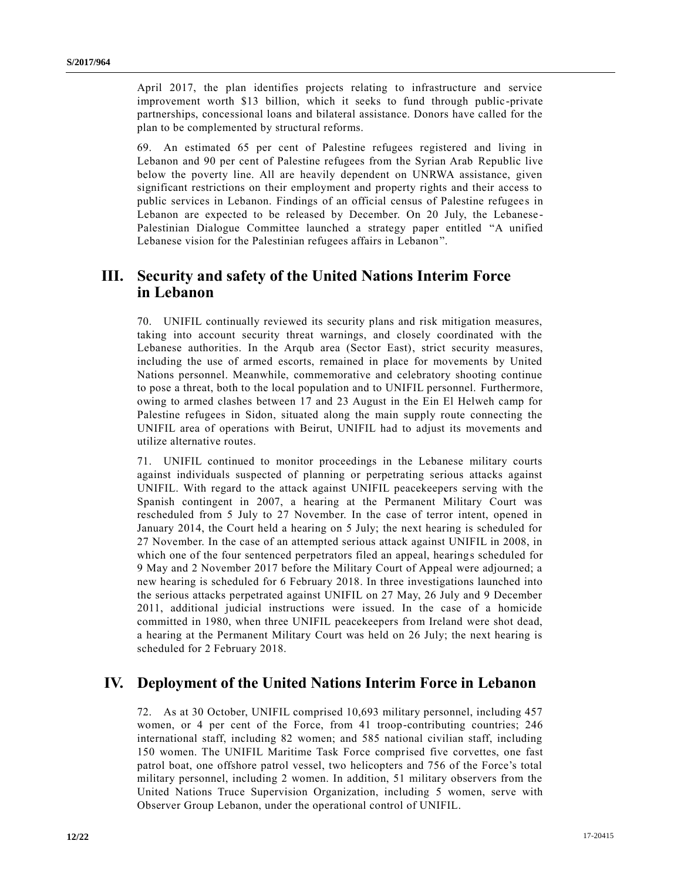April 2017, the plan identifies projects relating to infrastructure and service improvement worth $13 billion, which it seeks to fund through public-private partnerships, concessional loans and bilateral assistance. Donors have called for the plan to be complemented by structural reforms.

69. An estimated 65 per cent of Palestine refugees registered and living in Lebanon and 90 per cent of Palestine refugees from the Syrian Arab Republic live below the poverty line. All are heavily dependent on UNRWA assistance, given significant restrictions on their employment and property rights and their access to public services in Lebanon. Findings of an official census of Palestine refugees in Lebanon are expected to be released by December. On 20 July, the Lebanese-Palestinian Dialogue Committee launched a strategy paper entitled "A unified Lebanese vision for the Palestinian refugees affairs in Lebanon".

## III. Security and safety of the United Nations Interim Force in Lebanon

70. UNIFIL continually reviewed its security plans and risk mitigation measures, taking into account security threat warnings, and closely coordinated with the Lebanese authorities. In the Arqub area (Sector East), strict security measures, including the use of armed escorts, remained in place for movements by United Nations personnel. Meanwhile, commemorative and celebratory shooting continue to pose a threat, both to the local population and to UNIFIL personnel. Furthermore, owing to armed clashes between 17 and 23 August in the Ein El Helweh camp for Palestine refugees in Sidon, situated along the main supply route connecting the UNIFIL area of operations with Beirut, UNIFIL had to adjust its movements and utilize alternative routes.

71. UNIFIL continued to monitor proceedings in the Lebanese military courts against individuals suspected of planning or perpetrating serious attacks against UNIFIL. With regard to the attack against UNIFIL peacekeepers serving with the Spanish contingent in 2007, a hearing at the Permanent Military Court was rescheduled from 5 July to 27 November. In the case of terror intent, opened in January 2014, the Court held a hearing on 5 July; the next hearing is scheduled for 27 November. In the case of an attempted serious attack against UNIFIL in 2008, in which one of the four sentenced perpetrators filed an appeal, hearings scheduled for 9 May and 2 November 2017 before the Military Court of Appeal were adjourned; a new hearing is scheduled for 6 February 2018. In three investigations launched into the serious attacks perpetrated against UNIFIL on 27 May, 26 July and 9 December 2011, additional judicial instructions were issued. In the case of a homicide committed in 1980, when three UNIFIL peacekeepers from Ireland were shot dead, a hearing at the Permanent Military Court was held on 26 July; the next hearing is scheduled for 2 February 2018.

## IV. Deployment of the United Nations Interim Force in Lebanon

72. As at 30 October, UNIFIL comprised 10,693 military personnel, including 457 women, or 4 per cent of the Force, from 41 troop-contributing countries; 246 international staff, including 82 women; and 585 national civilian staff, including 150 women. The UNIFIL Maritime Task Force comprised five corvettes, one fast patrol boat, one offshore patrol vessel, two helicopters and 756 of the Force's total military personnel, including 2 women. In addition, 51 military observers from the United Nations Truce Supervision Organization, including 5 women, serve with Observer Group Lebanon, under the operational control of UNIFIL.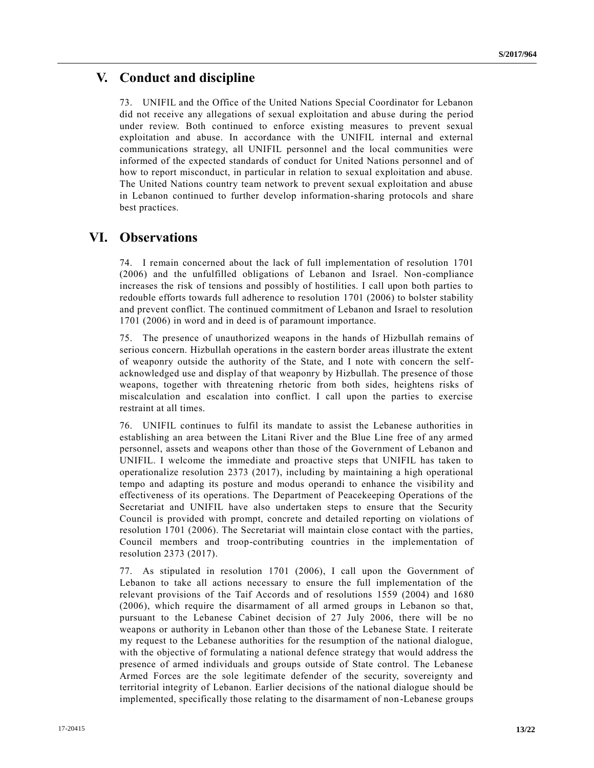## V. Conduct and discipline

73. UNIFIL and the Office of the United Nations Special Coordinator for Lebanon did not receive any allegations of sexual exploitation and abuse during the period under review. Both continued to enforce existing measures to prevent sexual exploitation and abuse. In accordance with the UNIFIL internal and external communications strategy, all UNIFIL personnel and the local communities were informed of the expected standards of conduct for United Nations personnel and of how to report misconduct, in particular in relation to sexual exploitation and abuse. The United Nations country team network to prevent sexual exploitation and abuse in Lebanon continued to further develop information-sharing protocols and share best practices.

## VI. Observations

74. I remain concerned about the lack of full implementation of resolution 1701 (2006) and the unfulfilled obligations of Lebanon and Israel. Non-compliance increases the risk of tensions and possibly of hostilities. I call upon both parties to redouble efforts towards full adherence to resolution 1701 (2006) to bolster stability and prevent conflict. The continued commitment of Lebanon and Israel to resolution 1701 (2006) in word and in deed is of paramount importance.

75. The presence of unauthorized weapons in the hands of Hizbullah remains of serious concern. Hizbullah operations in the eastern border areas illustrate the extent of weaponry outside the authority of the State, and I note with concern the self-acknowledged use and display of that weaponry by Hizbullah. The presence of those weapons, together with threatening rhetoric from both sides, heightens risks of miscalculation and escalation into conflict. I call upon the parties to exercise restraint at all times.

76. UNIFIL continues to fulfil its mandate to assist the Lebanese authorities in establishing an area between the Litani River and the Blue Line free of any armed personnel, assets and weapons other than those of the Government of Lebanon and UNIFIL. I welcome the immediate and proactive steps that UNIFIL has taken to operationalize resolution 2373 (2017), including by maintaining a high operational tempo and adapting its posture and modus operandi to enhance the visibility and effectiveness of its operations. The Department of Peacekeeping Operations of the Secretariat and UNIFIL have also undertaken steps to ensure that the Security Council is provided with prompt, concrete and detailed reporting on violations of resolution 1701 (2006). The Secretariat will maintain close contact with the parties, Council members and troop-contributing countries in the implementation of resolution 2373 (2017).

77. As stipulated in resolution 1701 (2006), I call upon the Government of Lebanon to take all actions necessary to ensure the full implementation of the relevant provisions of the Taif Accords and of resolutions 1559 (2004) and 1680 (2006), which require the disarmament of all armed groups in Lebanon so that, pursuant to the Lebanese Cabinet decision of 27 July 2006, there will be no weapons or authority in Lebanon other than those of the Lebanese State. I reiterate my request to the Lebanese authorities for the resumption of the national dialogue, with the objective of formulating a national defence strategy that would address the presence of armed individuals and groups outside of State control. The Lebanese Armed Forces are the sole legitimate defender of the security, sovereignty and territorial integrity of Lebanon. Earlier decisions of the national dialogue should be implemented, specifically those relating to the disarmament of non-Lebanese groups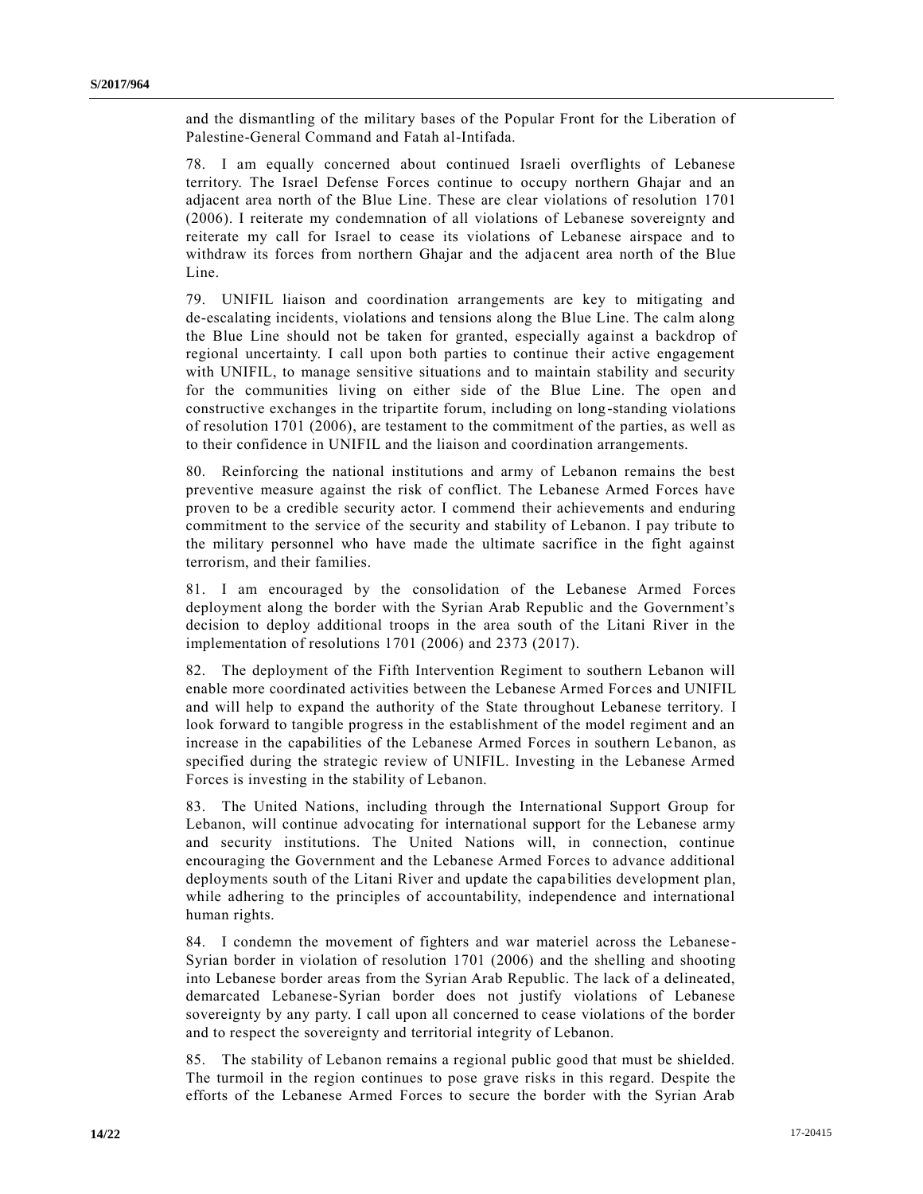and the dismantling of the military bases of the Popular Front for the Liberation of Palestine-General Command and Fatah al-Intifada.

78. I am equally concerned about continued Israeli overflights of Lebanese territory. The Israel Defense Forces continue to occupy northern Ghajar and an adjacent area north of the Blue Line. These are clear violations of resolution 1701 (2006). I reiterate my condemnation of all violations of Lebanese sovereignty and reiterate my call for Israel to cease its violations of Lebanese airspace and to withdraw its forces from northern Ghajar and the adjacent area north of the Blue Line.

79. UNIFIL liaison and coordination arrangements are key to mitigating and de-escalating incidents, violations and tensions along the Blue Line. The calm along the Blue Line should not be taken for granted, especially against a backdrop of regional uncertainty. I call upon both parties to continue their active engagement with UNIFIL, to manage sensitive situations and to maintain stability and security for the communities living on either side of the Blue Line. The open and constructive exchanges in the tripartite forum, including on long-standing violations of resolution 1701 (2006), are testament to the commitment of the parties, as well as to their confidence in UNIFIL and the liaison and coordination arrangements.

80. Reinforcing the national institutions and army of Lebanon remains the best preventive measure against the risk of conflict. The Lebanese Armed Forces have proven to be a credible security actor. I commend their achievements and enduring commitment to the service of the security and stability of Lebanon. I pay tribute to the military personnel who have made the ultimate sacrifice in the fight against terrorism, and their families.

81. I am encouraged by the consolidation of the Lebanese Armed Forces deployment along the border with the Syrian Arab Republic and the Government's decision to deploy additional troops in the area south of the Litani River in the implementation of resolutions 1701 (2006) and 2373 (2017).

82. The deployment of the Fifth Intervention Regiment to southern Lebanon will enable more coordinated activities between the Lebanese Armed Forces and UNIFIL and will help to expand the authority of the State throughout Lebanese territory. I look forward to tangible progress in the establishment of the model regiment and an increase in the capabilities of the Lebanese Armed Forces in southern Lebanon, as specified during the strategic review of UNIFIL. Investing in the Lebanese Armed Forces is investing in the stability of Lebanon.

83. The United Nations, including through the International Support Group for Lebanon, will continue advocating for international support for the Lebanese army and security institutions. The United Nations will, in connection, continue encouraging the Government and the Lebanese Armed Forces to advance additional deployments south of the Litani River and update the capabilities development plan, while adhering to the principles of accountability, independence and international human rights.

84. I condemn the movement of fighters and war materiel across the Lebanese-Syrian border in violation of resolution 1701 (2006) and the shelling and shooting into Lebanese border areas from the Syrian Arab Republic. The lack of a delineated, demarcated Lebanese-Syrian border does not justify violations of Lebanese sovereignty by any party. I call upon all concerned to cease violations of the border and to respect the sovereignty and territorial integrity of Lebanon.

85. The stability of Lebanon remains a regional public good that must be shielded. The turmoil in the region continues to pose grave risks in this regard. Despite the efforts of the Lebanese Armed Forces to secure the border with the Syrian Arab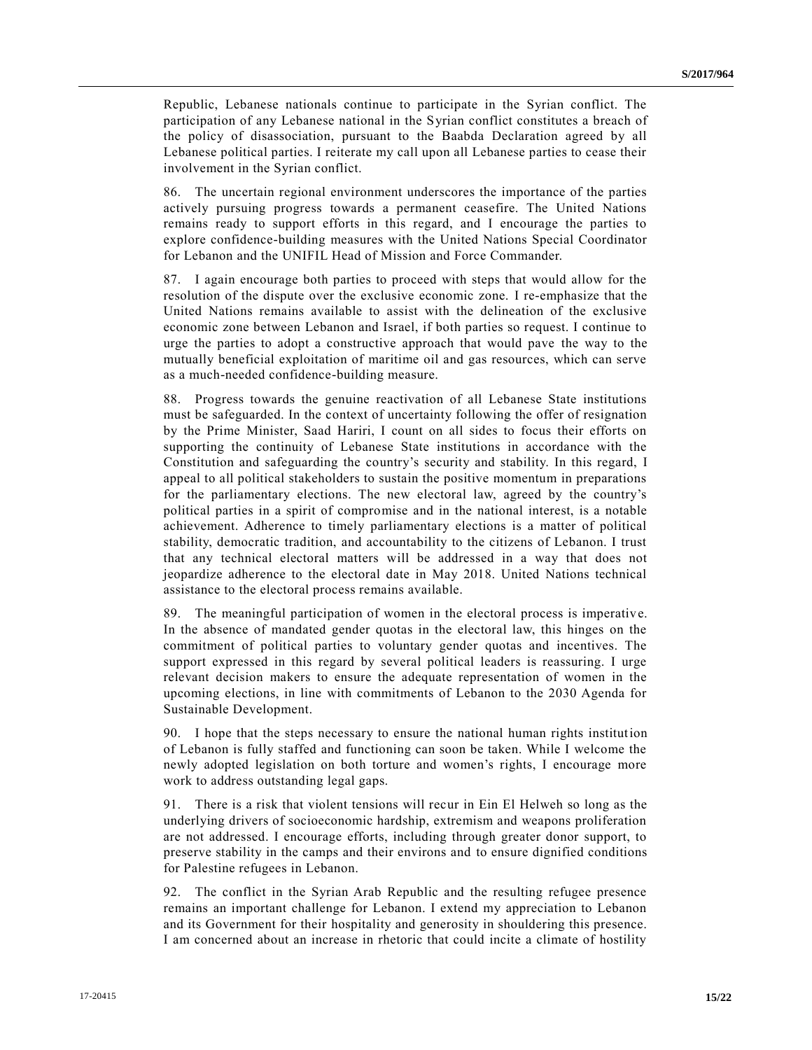Republic, Lebanese nationals continue to participate in the Syrian conflict. The participation of any Lebanese national in the Syrian conflict constitutes a breach of the policy of disassociation, pursuant to the Baabda Declaration agreed by all Lebanese political parties. I reiterate my call upon all Lebanese parties to cease their involvement in the Syrian conflict.

86. The uncertain regional environment underscores the importance of the parties actively pursuing progress towards a permanent ceasefire. The United Nations remains ready to support efforts in this regard, and I encourage the parties to explore confidence-building measures with the United Nations Special Coordinator for Lebanon and the UNIFIL Head of Mission and Force Commander.

87. I again encourage both parties to proceed with steps that would allow for the resolution of the dispute over the exclusive economic zone. I re-emphasize that the United Nations remains available to assist with the delineation of the exclusive economic zone between Lebanon and Israel, if both parties so request. I continue to urge the parties to adopt a constructive approach that would pave the way to the mutually beneficial exploitation of maritime oil and gas resources, which can serve as a much-needed confidence-building measure.

88. Progress towards the genuine reactivation of all Lebanese State institutions must be safeguarded. In the context of uncertainty following the offer of resignation by the Prime Minister, Saad Hariri, I count on all sides to focus their efforts on supporting the continuity of Lebanese State institutions in accordance with the Constitution and safeguarding the country's security and stability. In this regard, I appeal to all political stakeholders to sustain the positive momentum in preparations for the parliamentary elections. The new electoral law, agreed by the country's political parties in a spirit of compromise and in the national interest, is a notable achievement. Adherence to timely parliamentary elections is a matter of political stability, democratic tradition, and accountability to the citizens of Lebanon. I trust that any technical electoral matters will be addressed in a way that does not jeopardize adherence to the electoral date in May 2018. United Nations technical assistance to the electoral process remains available.

89. The meaningful participation of women in the electoral process is imperative. In the absence of mandated gender quotas in the electoral law, this hinges on the commitment of political parties to voluntary gender quotas and incentives. The support expressed in this regard by several political leaders is reassuring. I urge relevant decision makers to ensure the adequate representation of women in the upcoming elections, in line with commitments of Lebanon to the 2030 Agenda for Sustainable Development.

90. I hope that the steps necessary to ensure the national human rights institution of Lebanon is fully staffed and functioning can soon be taken. While I welcome the newly adopted legislation on both torture and women's rights, I encourage more work to address outstanding legal gaps.

91. There is a risk that violent tensions will recur in Ein El Helweh so long as the underlying drivers of socioeconomic hardship, extremism and weapons proliferation are not addressed. I encourage efforts, including through greater donor support, to preserve stability in the camps and their environs and to ensure dignified conditions for Palestine refugees in Lebanon.

92. The conflict in the Syrian Arab Republic and the resulting refugee presence remains an important challenge for Lebanon. I extend my appreciation to Lebanon and its Government for their hospitality and generosity in shouldering this presence. I am concerned about an increase in rhetoric that could incite a climate of hostility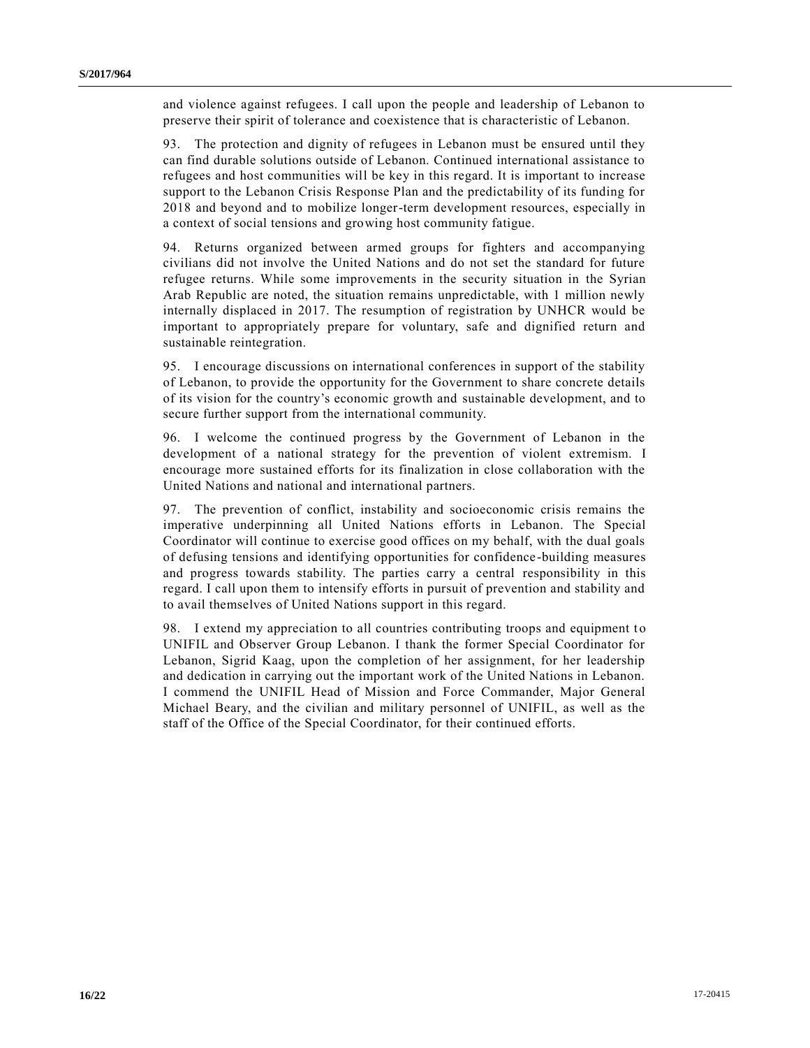and violence against refugees. I call upon the people and leadership of Lebanon to preserve their spirit of tolerance and coexistence that is characteristic of Lebanon.

93. The protection and dignity of refugees in Lebanon must be ensured until they can find durable solutions outside of Lebanon. Continued international assistance to refugees and host communities will be key in this regard. It is important to increase support to the Lebanon Crisis Response Plan and the predictability of its funding for 2018 and beyond and to mobilize longer-term development resources, especially in a context of social tensions and growing host community fatigue.

94. Returns organized between armed groups for fighters and accompanying civilians did not involve the United Nations and do not set the standard for future refugee returns. While some improvements in the security situation in the Syrian Arab Republic are noted, the situation remains unpredictable, with 1 million newly internally displaced in 2017. The resumption of registration by UNHCR would be important to appropriately prepare for voluntary, safe and dignified return and sustainable reintegration.

95. I encourage discussions on international conferences in support of the stability of Lebanon, to provide the opportunity for the Government to share concrete details of its vision for the country's economic growth and sustainable development, and to secure further support from the international community.

96. I welcome the continued progress by the Government of Lebanon in the development of a national strategy for the prevention of violent extremism. I encourage more sustained efforts for its finalization in close collaboration with the United Nations and national and international partners.

97. The prevention of conflict, instability and socioeconomic crisis remains the imperative underpinning all United Nations efforts in Lebanon. The Special Coordinator will continue to exercise good offices on my behalf, with the dual goals of defusing tensions and identifying opportunities for confidence-building measures and progress towards stability. The parties carry a central responsibility in this regard. I call upon them to intensify efforts in pursuit of prevention and stability and to avail themselves of United Nations support in this regard.

98. I extend my appreciation to all countries contributing troops and equipment to UNIFIL and Observer Group Lebanon. I thank the former Special Coordinator for Lebanon, Sigrid Kaag, upon the completion of her assignment, for her leadership and dedication in carrying out the important work of the United Nations in Lebanon. I commend the UNIFIL Head of Mission and Force Commander, Major General Michael Beary, and the civilian and military personnel of UNIFIL, as well as the staff of the Office of the Special Coordinator, for their continued efforts.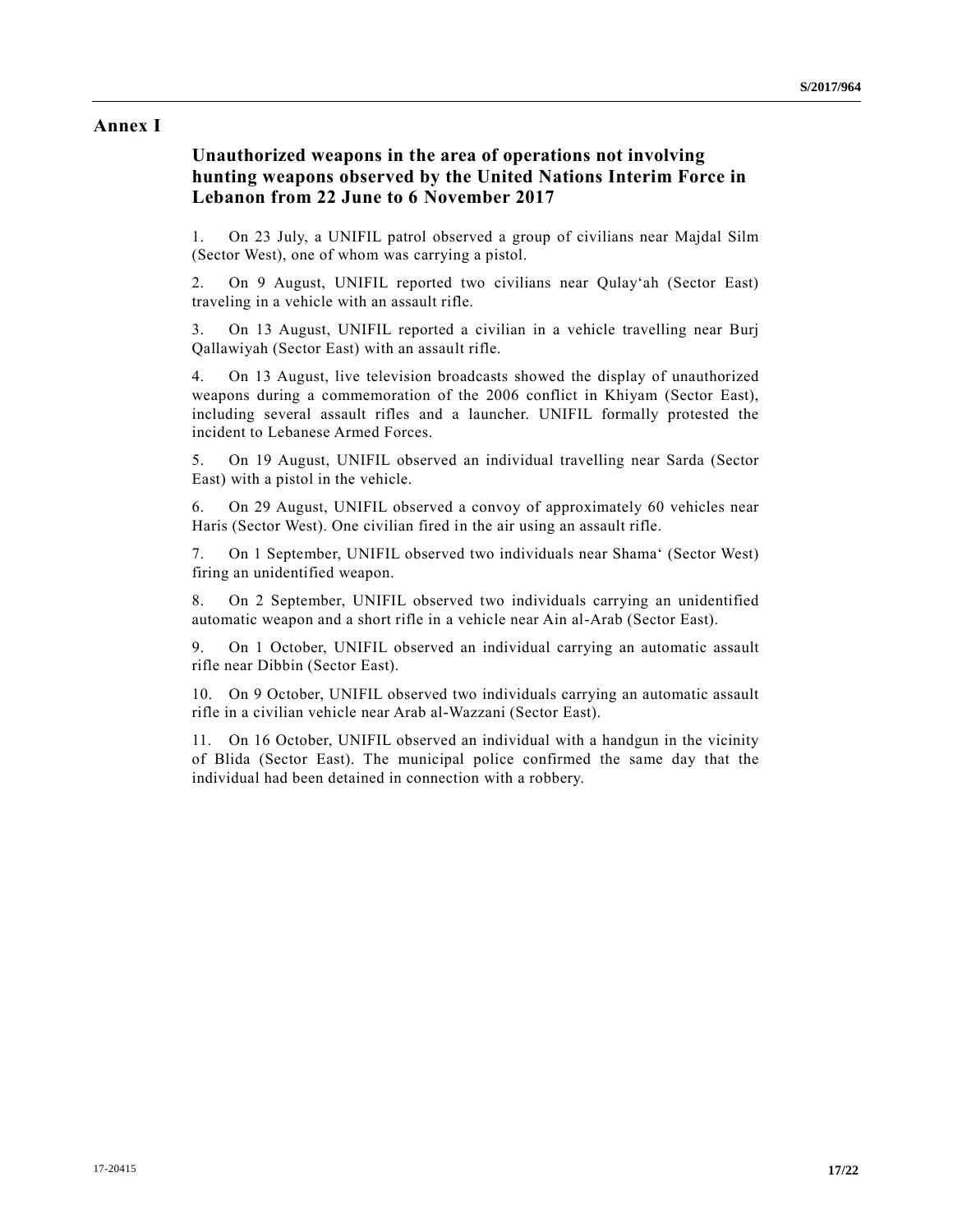# Annex I

## Unauthorized weapons in the area of operations not involving hunting weapons observed by the United Nations Interim Force in Lebanon from 22 June to 6 November 2017

1. On 23 July, a UNIFIL patrol observed a group of civilians near Majdal Silm (Sector West), one of whom was carrying a pistol.

2. On 9 August, UNIFIL reported two civilians near Qulay‘ah (Sector East) traveling in a vehicle with an assault rifle.

3. On 13 August, UNIFIL reported a civilian in a vehicle travelling near Burj Qallawiyah (Sector East) with an assault rifle.

4. On 13 August, live television broadcasts showed the display of unauthorized weapons during a commemoration of the 2006 conflict in Khiyam (Sector East), including several assault rifles and a launcher. UNIFIL formally protested the incident to Lebanese Armed Forces.

5. On 19 August, UNIFIL observed an individual travelling near Sarda (Sector East) with a pistol in the vehicle.

6. On 29 August, UNIFIL observed a convoy of approximately 60 vehicles near Haris (Sector West). One civilian fired in the air using an assault rifle.

7. On 1 September, UNIFIL observed two individuals near Shama‘ (Sector West) firing an unidentified weapon.

8. On 2 September, UNIFIL observed two individuals carrying an unidentified automatic weapon and a short rifle in a vehicle near Ain al-Arab (Sector East).

9. On 1 October, UNIFIL observed an individual carrying an automatic assault rifle near Dibbin (Sector East).

10. On 9 October, UNIFIL observed two individuals carrying an automatic assault rifle in a civilian vehicle near Arab al-Wazzani (Sector East).

11. On 16 October, UNIFIL observed an individual with a handgun in the vicinity of Blida (Sector East). The municipal police confirmed the same day that the individual had been detained in connection with a robbery.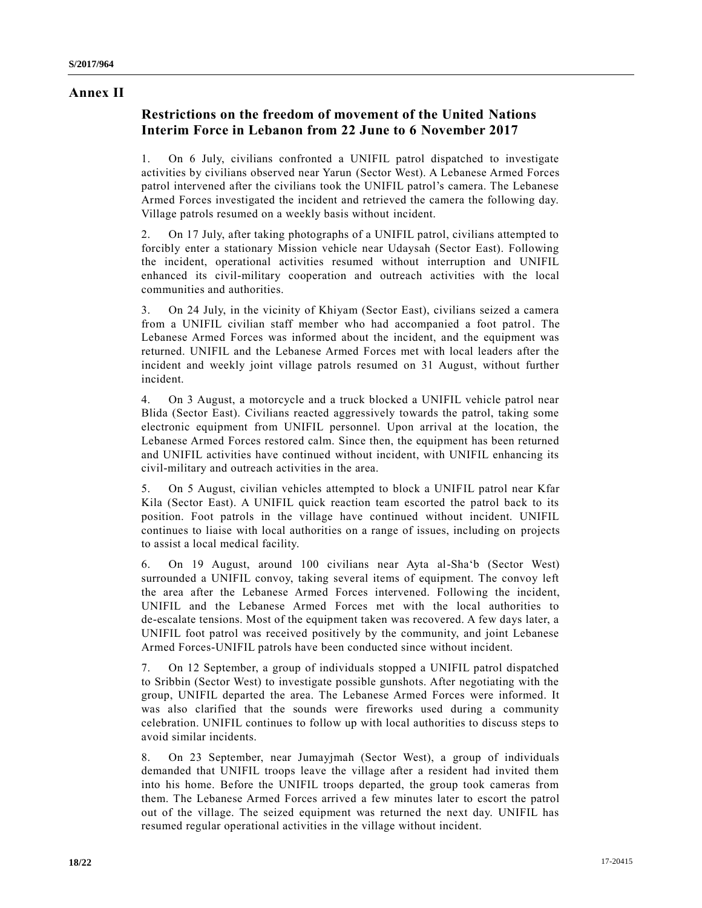# Annex II

## Restrictions on the freedom of movement of the United Nations Interim Force in Lebanon from 22 June to 6 November 2017

1. On 6 July, civilians confronted a UNIFIL patrol dispatched to investigate activities by civilians observed near Yarun (Sector West). A Lebanese Armed Forces patrol intervened after the civilians took the UNIFIL patrol's camera. The Lebanese Armed Forces investigated the incident and retrieved the camera the following day. Village patrols resumed on a weekly basis without incident.

2. On 17 July, after taking photographs of a UNIFIL patrol, civilians attempted to forcibly enter a stationary Mission vehicle near Udaysah (Sector East). Following the incident, operational activities resumed without interruption and UNIFIL enhanced its civil-military cooperation and outreach activities with the local communities and authorities.

3. On 24 July, in the vicinity of Khiyam (Sector East), civilians seized a camera from a UNIFIL civilian staff member who had accompanied a foot patrol. The Lebanese Armed Forces was informed about the incident, and the equipment was returned. UNIFIL and the Lebanese Armed Forces met with local leaders after the incident and weekly joint village patrols resumed on 31 August, without further incident.

4. On 3 August, a motorcycle and a truck blocked a UNIFIL vehicle patrol near Blida (Sector East). Civilians reacted aggressively towards the patrol, taking some electronic equipment from UNIFIL personnel. Upon arrival at the location, the Lebanese Armed Forces restored calm. Since then, the equipment has been returned and UNIFIL activities have continued without incident, with UNIFIL enhancing its civil-military and outreach activities in the area.

5. On 5 August, civilian vehicles attempted to block a UNIFIL patrol near Kfar Kila (Sector East). A UNIFIL quick reaction team escorted the patrol back to its position. Foot patrols in the village have continued without incident. UNIFIL continues to liaise with local authorities on a range of issues, including on projects to assist a local medical facility.

6. On 19 August, around 100 civilians near Ayta al-Sha'b (Sector West) surrounded a UNIFIL convoy, taking several items of equipment. The convoy left the area after the Lebanese Armed Forces intervened. Following the incident, UNIFIL and the Lebanese Armed Forces met with the local authorities to de-escalate tensions. Most of the equipment taken was recovered. A few days later, a UNIFIL foot patrol was received positively by the community, and joint Lebanese Armed Forces-UNIFIL patrols have been conducted since without incident.

7. On 12 September, a group of individuals stopped a UNIFIL patrol dispatched to Sribbin (Sector West) to investigate possible gunshots. After negotiating with the group, UNIFIL departed the area. The Lebanese Armed Forces were informed. It was also clarified that the sounds were fireworks used during a community celebration. UNIFIL continues to follow up with local authorities to discuss steps to avoid similar incidents.

8. On 23 September, near Jumayjmah (Sector West), a group of individuals demanded that UNIFIL troops leave the village after a resident had invited them into his home. Before the UNIFIL troops departed, the group took cameras from them. The Lebanese Armed Forces arrived a few minutes later to escort the patrol out of the village. The seized equipment was returned the next day. UNIFIL has resumed regular operational activities in the village without incident.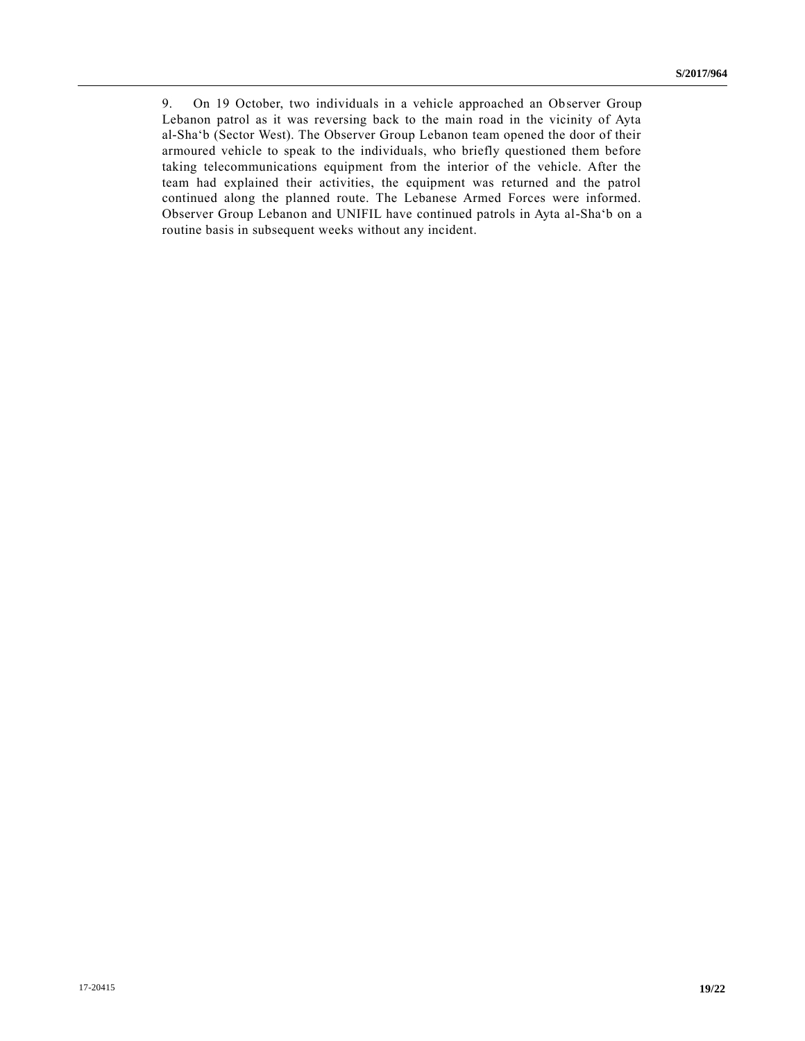9. On 19 October, two individuals in a vehicle approached an Observer Group Lebanon patrol as it was reversing back to the main road in the vicinity of Ayta al-Sha‘b (Sector West). The Observer Group Lebanon team opened the door of their armoured vehicle to speak to the individuals, who briefly questioned them before taking telecommunications equipment from the interior of the vehicle. After the team had explained their activities, the equipment was returned and the patrol continued along the planned route. The Lebanese Armed Forces were informed. Observer Group Lebanon and UNIFIL have continued patrols in Ayta al-Sha‘b on a routine basis in subsequent weeks without any incident.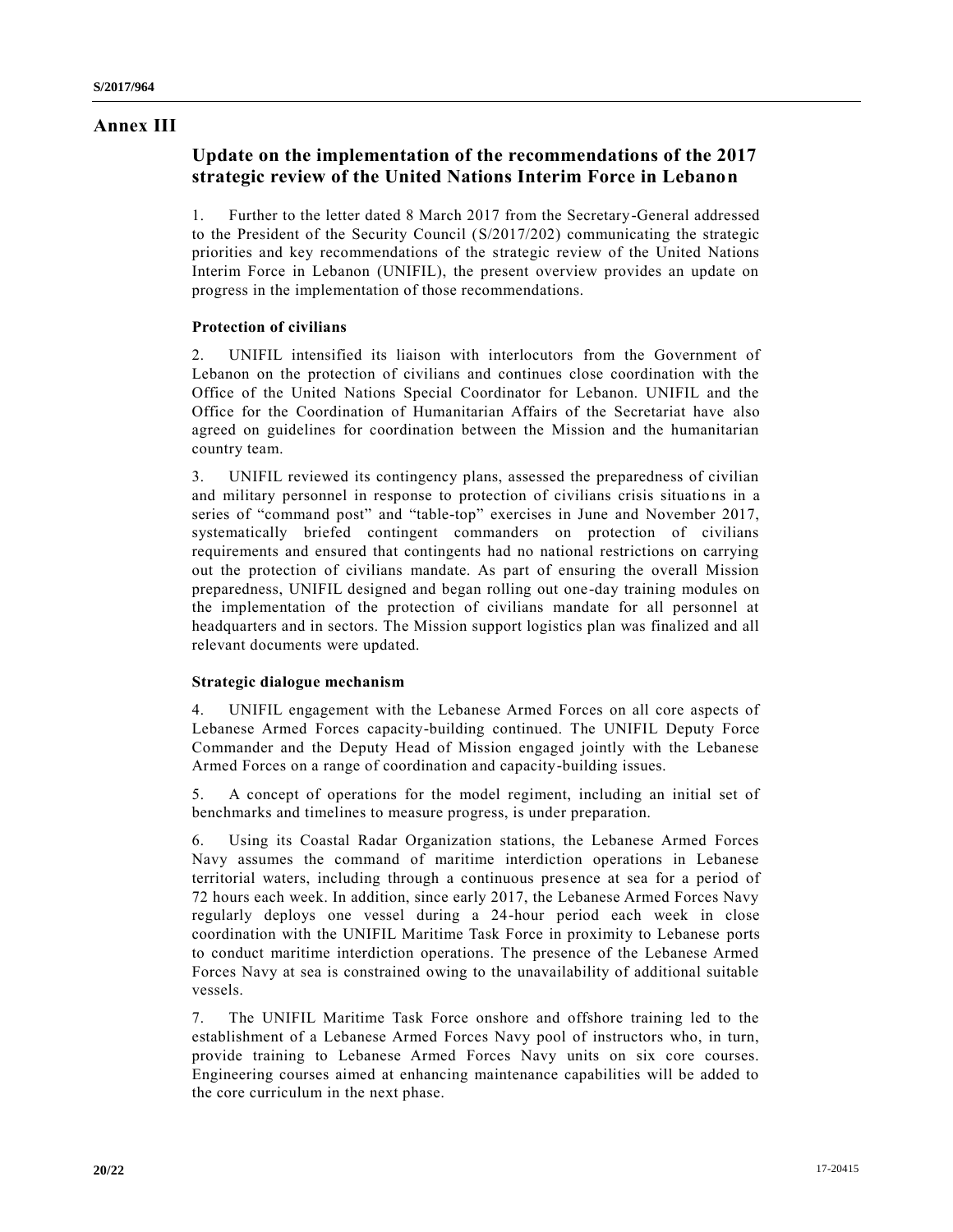# Annex III

## Update on the implementation of the recommendations of the 2017 strategic review of the United Nations Interim Force in Lebanon

1. Further to the letter dated 8 March 2017 from the Secretary-General addressed to the President of the Security Council (S/2017/202) communicating the strategic priorities and key recommendations of the strategic review of the United Nations Interim Force in Lebanon (UNIFIL), the present overview provides an update on progress in the implementation of those recommendations.

### Protection of civilians

2. UNIFIL intensified its liaison with interlocutors from the Government of Lebanon on the protection of civilians and continues close coordination with the Office of the United Nations Special Coordinator for Lebanon. UNIFIL and the Office for the Coordination of Humanitarian Affairs of the Secretariat have also agreed on guidelines for coordination between the Mission and the humanitarian country team.

3. UNIFIL reviewed its contingency plans, assessed the preparedness of civilian and military personnel in response to protection of civilians crisis situations in a series of "command post" and "table-top" exercises in June and November 2017, systematically briefed contingent commanders on protection of civilians requirements and ensured that contingents had no national restrictions on carrying out the protection of civilians mandate. As part of ensuring the overall Mission preparedness, UNIFIL designed and began rolling out one-day training modules on the implementation of the protection of civilians mandate for all personnel at headquarters and in sectors. The Mission support logistics plan was finalized and all relevant documents were updated.

### Strategic dialogue mechanism

4. UNIFIL engagement with the Lebanese Armed Forces on all core aspects of Lebanese Armed Forces capacity-building continued. The UNIFIL Deputy Force Commander and the Deputy Head of Mission engaged jointly with the Lebanese Armed Forces on a range of coordination and capacity-building issues.

5. A concept of operations for the model regiment, including an initial set of benchmarks and timelines to measure progress, is under preparation.

6. Using its Coastal Radar Organization stations, the Lebanese Armed Forces Navy assumes the command of maritime interdiction operations in Lebanese territorial waters, including through a continuous presence at sea for a period of 72 hours each week. In addition, since early 2017, the Lebanese Armed Forces Navy regularly deploys one vessel during a 24-hour period each week in close coordination with the UNIFIL Maritime Task Force in proximity to Lebanese ports to conduct maritime interdiction operations. The presence of the Lebanese Armed Forces Navy at sea is constrained owing to the unavailability of additional suitable vessels.

7. The UNIFIL Maritime Task Force onshore and offshore training led to the establishment of a Lebanese Armed Forces Navy pool of instructors who, in turn, provide training to Lebanese Armed Forces Navy units on six core courses. Engineering courses aimed at enhancing maintenance capabilities will be added to the core curriculum in the next phase.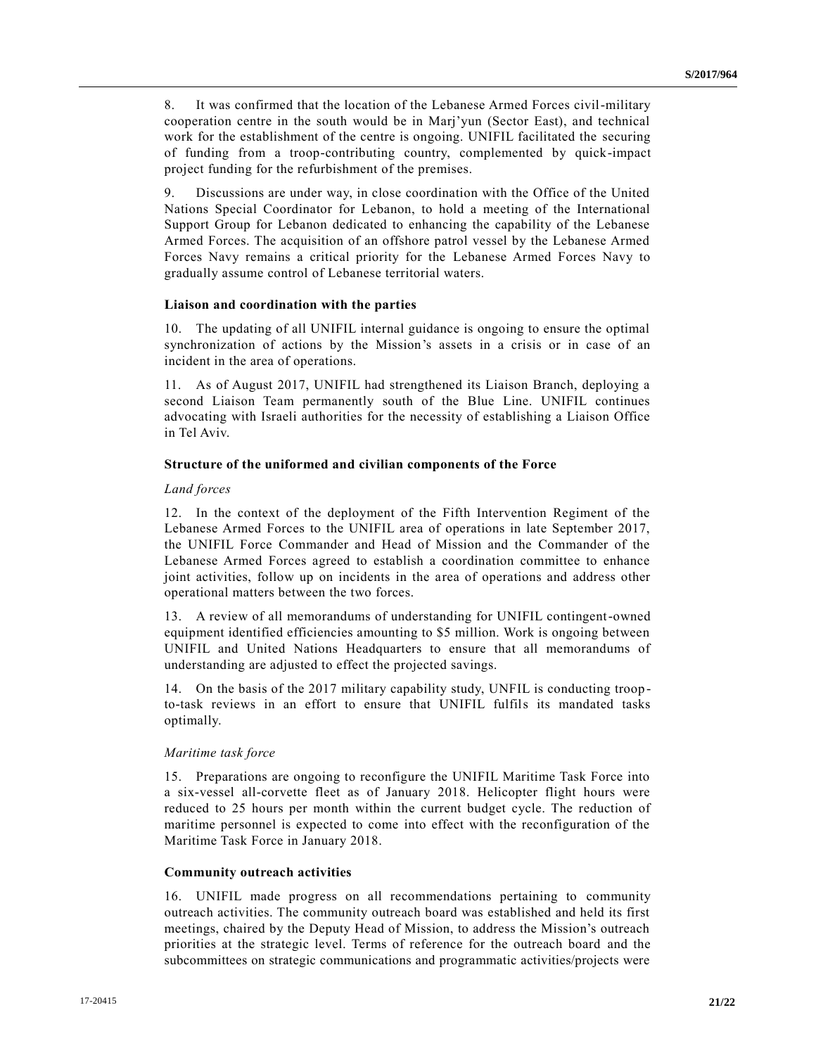8. It was confirmed that the location of the Lebanese Armed Forces civil-military cooperation centre in the south would be in Marj'yun (Sector East), and technical work for the establishment of the centre is ongoing. UNIFIL facilitated the securing of funding from a troop-contributing country, complemented by quick-impact project funding for the refurbishment of the premises.

9. Discussions are under way, in close coordination with the Office of the United Nations Special Coordinator for Lebanon, to hold a meeting of the International Support Group for Lebanon dedicated to enhancing the capability of the Lebanese Armed Forces. The acquisition of an offshore patrol vessel by the Lebanese Armed Forces Navy remains a critical priority for the Lebanese Armed Forces Navy to gradually assume control of Lebanese territorial waters.

### Liaison and coordination with the parties

10. The updating of all UNIFIL internal guidance is ongoing to ensure the optimal synchronization of actions by the Mission's assets in a crisis or in case of an incident in the area of operations.

11. As of August 2017, UNIFIL had strengthened its Liaison Branch, deploying a second Liaison Team permanently south of the Blue Line. UNIFIL continues advocating with Israeli authorities for the necessity of establishing a Liaison Office in Tel Aviv.

### Structure of the uniformed and civilian components of the Force

*Land forces*

12. In the context of the deployment of the Fifth Intervention Regiment of the Lebanese Armed Forces to the UNIFIL area of operations in late September 2017, the UNIFIL Force Commander and Head of Mission and the Commander of the Lebanese Armed Forces agreed to establish a coordination committee to enhance joint activities, follow up on incidents in the area of operations and address other operational matters between the two forces.

13. A review of all memorandums of understanding for UNIFIL contingent-owned equipment identified efficiencies amounting to $5 million. Work is ongoing between UNIFIL and United Nations Headquarters to ensure that all memorandums of understanding are adjusted to effect the projected savings.

14. On the basis of the 2017 military capability study, UNFIL is conducting troop-to-task reviews in an effort to ensure that UNIFIL fulfils its mandated tasks optimally.

*Maritime task force*

15. Preparations are ongoing to reconfigure the UNIFIL Maritime Task Force into a six-vessel all-corvette fleet as of January 2018. Helicopter flight hours were reduced to 25 hours per month within the current budget cycle. The reduction of maritime personnel is expected to come into effect with the reconfiguration of the Maritime Task Force in January 2018.

### Community outreach activities

16. UNIFIL made progress on all recommendations pertaining to community outreach activities. The community outreach board was established and held its first meetings, chaired by the Deputy Head of Mission, to address the Mission's outreach priorities at the strategic level. Terms of reference for the outreach board and the subcommittees on strategic communications and programmatic activities/projects were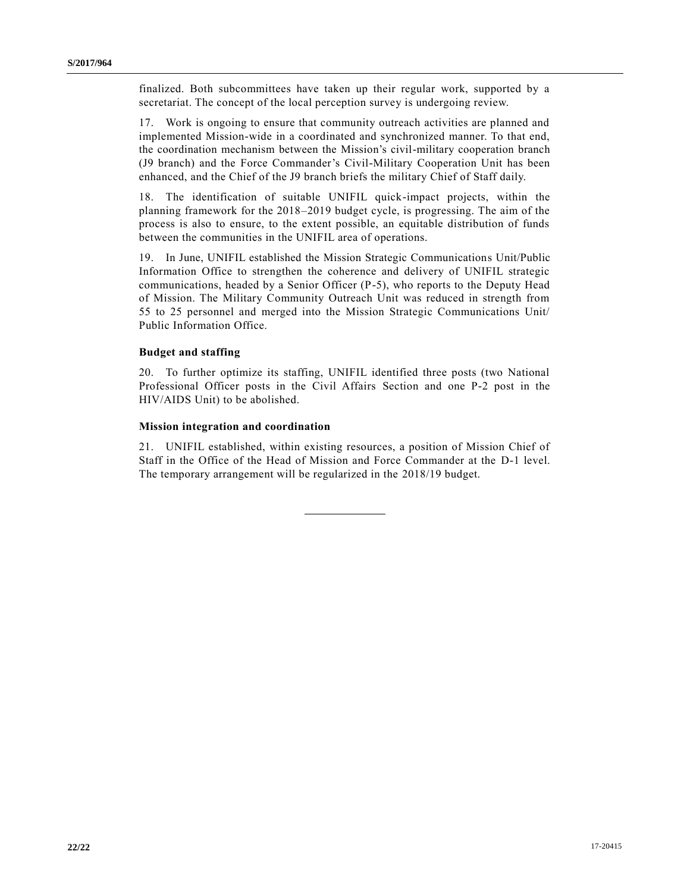finalized. Both subcommittees have taken up their regular work, supported by a secretariat. The concept of the local perception survey is undergoing review.

17. Work is ongoing to ensure that community outreach activities are planned and implemented Mission-wide in a coordinated and synchronized manner. To that end, the coordination mechanism between the Mission's civil-military cooperation branch (J9 branch) and the Force Commander's Civil-Military Cooperation Unit has been enhanced, and the Chief of the J9 branch briefs the military Chief of Staff daily.

18. The identification of suitable UNIFIL quick-impact projects, within the planning framework for the 2018–2019 budget cycle, is progressing. The aim of the process is also to ensure, to the extent possible, an equitable distribution of funds between the communities in the UNIFIL area of operations.

19. In June, UNIFIL established the Mission Strategic Communications Unit/Public Information Office to strengthen the coherence and delivery of UNIFIL strategic communications, headed by a Senior Officer (P-5), who reports to the Deputy Head of Mission. The Military Community Outreach Unit was reduced in strength from 55 to 25 personnel and merged into the Mission Strategic Communications Unit/ Public Information Office.

### Budget and staffing

20. To further optimize its staffing, UNIFIL identified three posts (two National Professional Officer posts in the Civil Affairs Section and one P-2 post in the HIV/AIDS Unit) to be abolished.

### Mission integration and coordination

21. UNIFIL established, within existing resources, a position of Mission Chief of Staff in the Office of the Head of Mission and Force Commander at the D-1 level. The temporary arrangement will be regularized in the 2018/19 budget.